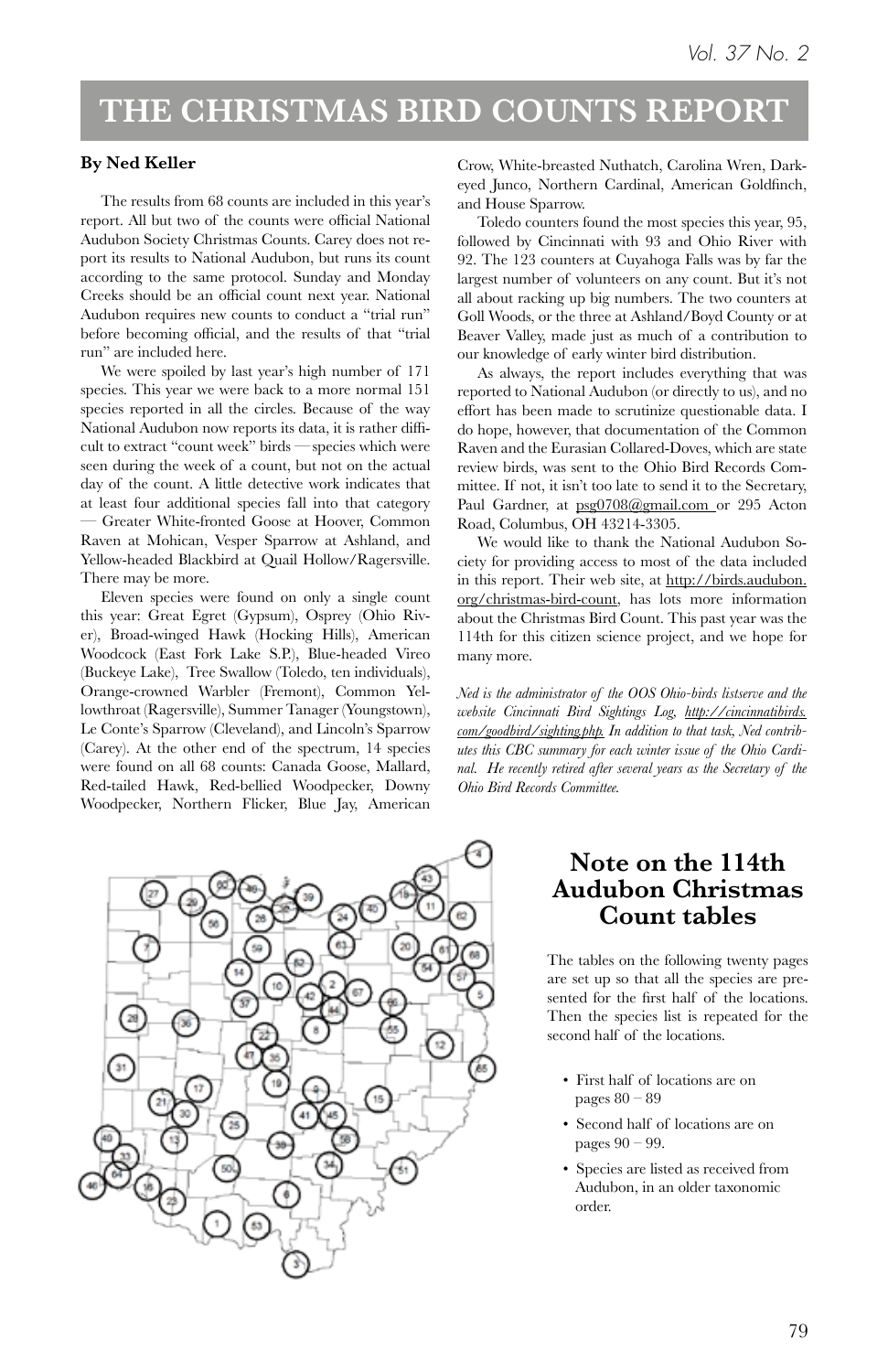# THE CHRISTMAS BIRD COUNTS REPORT

**By Ned Keller**

The results from 68 counts are included in this year's report. All but two of the counts were official National Audubon Society Christmas Counts. Carey does not report its results to National Audubon, but runs its count according to the same protocol. Sunday and Monday Creeks should be an official count next year. National Audubon requires new counts to conduct a "trial run" before becoming official, and the results of that "trial run" are included here.

We were spoiled by last year's high number of 171 species. This year we were back to a more normal 151 species reported in all the circles. Because of the way National Audubon now reports its data, it is rather difficult to extract "count week" birds — species which were seen during the week of a count, but not on the actual day of the count. A little detective work indicates that at least four additional species fall into that category — Greater White-fronted Goose at Hoover, Common Raven at Mohican, Vesper Sparrow at Ashland, and Yellow-headed Blackbird at Quail Hollow/Ragersville. There may be more.

Eleven species were found on only a single count this year: Great Egret (Gypsum), Osprey (Ohio River), Broad-winged Hawk (Hocking Hills), American Woodcock (East Fork Lake S.P.), Blue-headed Vireo (Buckeye Lake), Tree Swallow (Toledo, ten individuals), Orange-crowned Warbler (Fremont), Common Yellowthroat (Ragersville), Summer Tanager (Youngstown), Le Conte's Sparrow (Cleveland), and Lincoln's Sparrow (Carey). At the other end of the spectrum, 14 species were found on all 68 counts: Canada Goose, Mallard, Red-tailed Hawk, Red-bellied Woodpecker, Downy Woodpecker, Northern Flicker, Blue Jay, American Crow, White-breasted Nuthatch, Carolina Wren, Dark-eyed Junco, Northern Cardinal, American Goldfinch, and House Sparrow.

Toledo counters found the most species this year, 95, followed by Cincinnati with 93 and Ohio River with 92. The 123 counters at Cuyahoga Falls was by far the largest number of volunteers on any count. But it's not all about racking up big numbers. The two counters at Goll Woods, or the three at Ashland/Boyd County or at Beaver Valley, made just as much of a contribution to our knowledge of early winter bird distribution.

As always, the report includes everything that was reported to National Audubon (or directly to us), and no effort has been made to scrutinize questionable data. I do hope, however, that documentation of the Common Raven and the Eurasian Collared-Doves, which are state review birds, was sent to the Ohio Bird Records Committee. If not, it isn't too late to send it to the Secretary, Paul Gardner, at psg0708@gmail.com or 295 Acton Road, Columbus, OH 43214-3305.

We would like to thank the National Audubon Society for providing access to most of the data included in this report. Their web site, at http://birds.audubon.org/christmas-bird-count, has lots more information about the Christmas Bird Count. This past year was the 114th for this citizen science project, and we hope for many more.

*Ned is the administrator of the OOS Ohio-birds listserve and the website Cincinnati Bird Sightings Log, http://cincinnatibirds.com/goodbird/sighting.php. In addition to that task, Ned contributes this CBC summary for each winter issue of the Ohio Cardinal. He recently retired after several years as the Secretary of the Ohio Bird Records Committee.*

## Note on the 114th Audubon Christmas Count tables

The tables on the following twenty pages are set up so that all the species are presented for the first half of the locations. Then the species list is repeated for the second half of the locations.

- First half of locations are on pages 80 – 89
- Second half of locations are on pages 90 – 99.
- Species are listed as received from Audubon, in an older taxonomic order.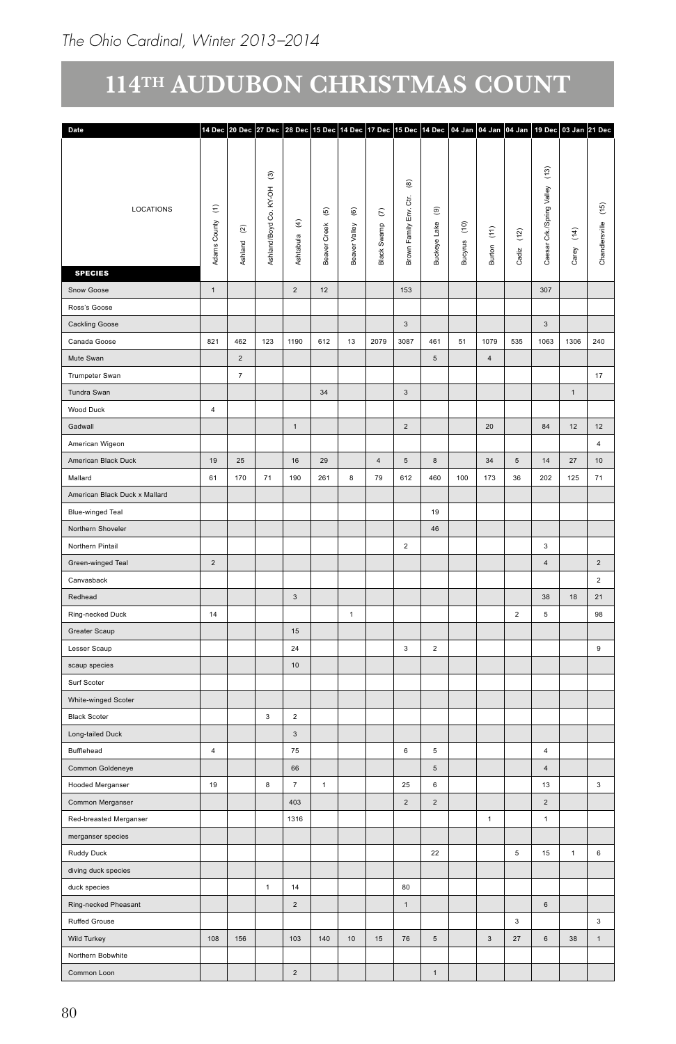# 114TH AUDUBON CHRISTMAS COUNT

| Date | 14 Dec | 20 Dec | 27 Dec | 28 Dec | 15 Dec | 14 Dec | 17 Dec | 15 Dec | 14 Dec | 04 Jan | 04 Jan | 04 Jan | 19 Dec | 03 Jan | 21 Dec |
|---|---|---|---|---|---|---|---|---|---|---|---|---|---|---|---|
| LOCATIONS / SPECIES | Adams County (1) | Ashland (2) | Ashland/Boyd Co. KY-OH (3) | Ashtabula (4) | Beaver Creek (5) | Beaver Valley (6) | Black Swamp (7) | Brown Family Env. Ctr. (8) | Buckeye Lake (9) | Bucyrus (10) | Burton (11) | Cadiz (12) | Caesar Crk./Spring Valley (13) | Carey (14) | Chandlersville (15) |
| Snow Goose | 1 | | | 2 | 12 | | | 153 | | | | | 307 | | |
| Ross's Goose | | | | | | | | | | | | | | | |
| Cackling Goose | | | | | | | | 3 | | | | | 3 | | |
| Canada Goose | 821 | 462 | 123 | 1190 | 612 | 13 | 2079 | 3087 | 461 | 51 | 1079 | 535 | 1063 | 1306 | 240 |
| Mute Swan | | 2 | | | | | | | 5 | | 4 | | | | |
| Trumpeter Swan | | 7 | | | | | | | | | | | | | 17 |
| Tundra Swan | | | | | 34 | | | 3 | | | | | | 1 | |
| Wood Duck | 4 | | | | | | | | | | | | | | |
| Gadwall | | | | 1 | | | | 2 | | | 20 | | 84 | 12 | 12 |
| American Wigeon | | | | | | | | | | | | | | | 4 |
| American Black Duck | 19 | 25 | | 16 | 29 | | 4 | 5 | 8 | | 34 | 5 | 14 | 27 | 10 |
| Mallard | 61 | 170 | 71 | 190 | 261 | 8 | 79 | 612 | 460 | 100 | 173 | 36 | 202 | 125 | 71 |
| American Black Duck x Mallard | | | | | | | | | | | | | | | |
| Blue-winged Teal | | | | | | | | | 19 | | | | | | |
| Northern Shoveler | | | | | | | | | 46 | | | | | | |
| Northern Pintail | | | | | | | | 2 | | | | | 3 | | |
| Green-winged Teal | 2 | | | | | | | | | | | | 4 | | 2 |
| Canvasback | | | | | | | | | | | | | | | 2 |
| Redhead | | | | 3 | | | | | | | | | 38 | 18 | 21 |
| Ring-necked Duck | 14 | | | | | 1 | | | | | | 2 | 5 | | 98 |
| Greater Scaup | | | | 15 | | | | | | | | | | | |
| Lesser Scaup | | | | 24 | | | | 3 | 2 | | | | | | 9 |
| scaup species | | | | 10 | | | | | | | | | | | |
| Surf Scoter | | | | | | | | | | | | | | | |
| White-winged Scoter | | | | | | | | | | | | | | | |
| Black Scoter | | | 3 | 2 | | | | | | | | | | | |
| Long-tailed Duck | | | | 3 | | | | | | | | | | | |
| Bufflehead | 4 | | | 75 | | | | 6 | 5 | | | | 4 | | |
| Common Goldeneye | | | | 66 | | | | | 5 | | | | 4 | | |
| Hooded Merganser | 19 | | 8 | 7 | 1 | | | 25 | 6 | | | | 13 | | 3 |
| Common Merganser | | | | 403 | | | | 2 | 2 | | | | 2 | | |
| Red-breasted Merganser | | | | 1316 | | | | | | | 1 | | 1 | | |
| merganser species | | | | | | | | | | | | | | | |
| Ruddy Duck | | | | | | | | | 22 | | | 5 | 15 | 1 | 6 |
| diving duck species | | | | | | | | | | | | | | | |
| duck species | | | 1 | 14 | | | | 80 | | | | | | | |
| Ring-necked Pheasant | | | | 2 | | | | 1 | | | | | 6 | | |
| Ruffed Grouse | | | | | | | | | | | | 3 | | | 3 |
| Wild Turkey | 108 | 156 | | 103 | 140 | 10 | 15 | 76 | 5 | | 3 | 27 | 6 | 38 | 1 |
| Northern Bobwhite | | | | | | | | | | | | | | | |
| Common Loon | | | | 2 | | | | | 1 | | | | | | |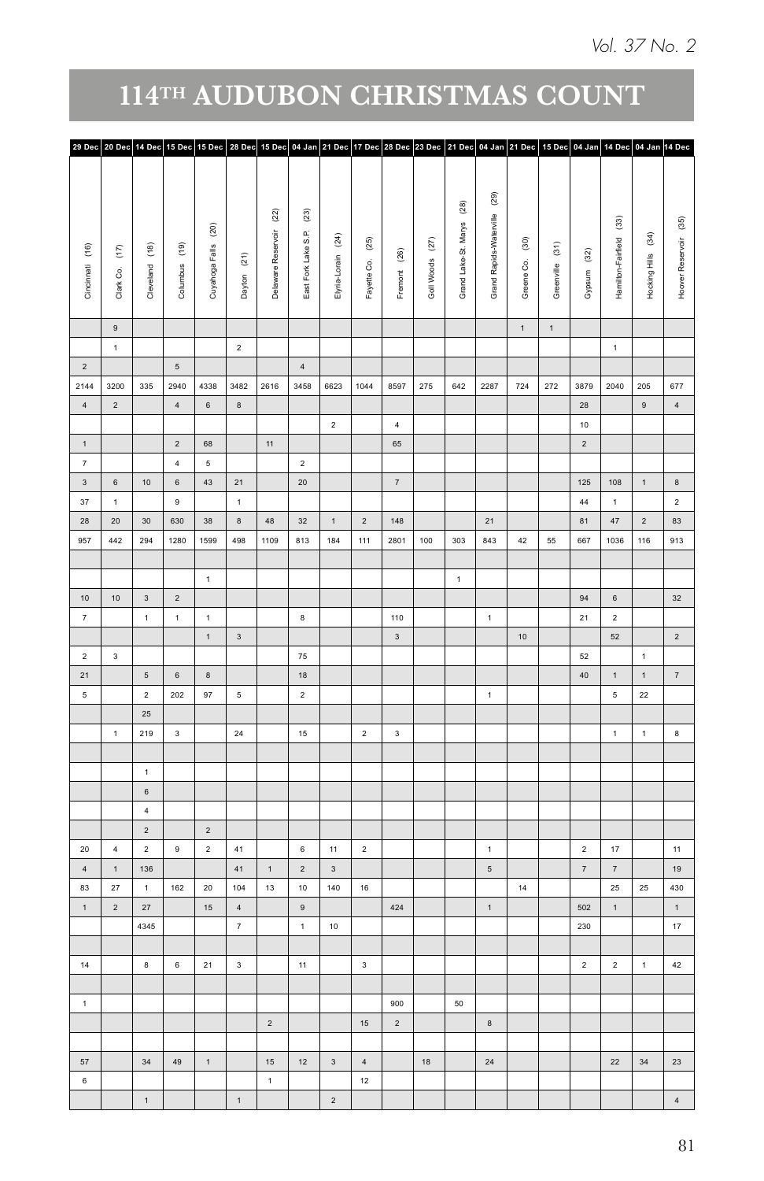# 114TH AUDUBON CHRISTMAS COUNT

| Cincinnati (16) | Clark Co. (17) | Cleveland (18) | Columbus (19) | Cuyahoga Falls (20) | Dayton (21) | Delaware Reservoir (22) | East Fork Lake S.P. (23) | Elyria-Lorain (24) | Fayette Co. (25) | Fremont (26) | Goll Woods (27) | Grand Lake-St. Marys (28) | Grand Rapids-Waterville (29) | Greene Co. (30) | Greenville (31) | Gypsum (32) | Hamilton-Fairfield (33) | Hocking Hills (34) | Hoover Reservoir (35) |
|---|---|---|---|---|---|---|---|---|---|---|---|---|---|---|---|---|---|---|---|
| 29 Dec | 20 Dec | 14 Dec | 15 Dec | 15 Dec | 28 Dec | 15 Dec | 04 Jan | 21 Dec | 17 Dec | 28 Dec | 23 Dec | 21 Dec | 04 Jan | 21 Dec | 15 Dec | 04 Jan | 14 Dec | 04 Jan | 14 Dec |
| | 9 | | | | | | | | | | | | | 1 | 1 | | | | |
| | 1 | | | | 2 | | | | | | | | | | | | 1 | | |
| 2 | | | 5 | | | | 4 | | | | | | | | | | | | |
| 2144 | 3200 | 335 | 2940 | 4338 | 3482 | 2616 | 3458 | 6623 | 1044 | 8597 | 275 | 642 | 2287 | 724 | 272 | 3879 | 2040 | 205 | 677 |
| 4 | 2 | | 4 | 6 | 8 | | | | | | | | | | | 28 | | 9 | 4 |
| | | | | | | | | 2 | | 4 | | | | | | 10 | | | |
| 1 | | | 2 | 68 | | 11 | | | | 65 | | | | | | 2 | | | |
| 7 | | | 4 | 5 | | | 2 | | | | | | | | | | | | |
| 3 | 6 | 10 | 6 | 43 | 21 | | 20 | | | 7 | | | | | | 125 | 108 | 1 | 8 |
| 37 | 1 | | 9 | | 1 | | | | | | | | | | | 44 | 1 | | 2 |
| 28 | 20 | 30 | 630 | 38 | 8 | 48 | 32 | 1 | 2 | 148 | | | 21 | | | 81 | 47 | 2 | 83 |
| 957 | 442 | 294 | 1280 | 1599 | 498 | 1109 | 813 | 184 | 111 | 2801 | 100 | 303 | 843 | 42 | 55 | 667 | 1036 | 116 | 913 |
| | | | | | | | | | | | | | | | | | | | |
| | | | | 1 | | | | | | | | 1 | | | | | | | |
| 10 | 10 | 3 | 2 | | | | | | | | | | | | | 94 | 6 | | 32 |
| 7 | | 1 | 1 | 1 | | | 8 | | | 110 | | | 1 | | | 21 | 2 | | |
| | | | | 1 | 3 | | | | | 3 | | | | 10 | | | 52 | | 2 |
| 2 | 3 | | | | | | 75 | | | | | | | | | 52 | | 1 | |
| 21 | | 5 | 6 | 8 | | | 18 | | | | | | | | | 40 | 1 | 1 | 7 |
| 5 | | 2 | 202 | 97 | 5 | | 2 | | | | | | 1 | | | | 5 | 22 | |
| | | 25 | | | | | | | | | | | | | | | | | |
| | 1 | 219 | 3 | | 24 | | 15 | | 2 | 3 | | | | | | | 1 | 1 | 8 |
| | | | | | | | | | | | | | | | | | | | |
| | | 1 | | | | | | | | | | | | | | | | | |
| | | 6 | | | | | | | | | | | | | | | | | |
| | | 4 | | | | | | | | | | | | | | | | | |
| | | 2 | | 2 | | | | | | | | | | | | | | | |
| 20 | 4 | 2 | 9 | 2 | 41 | | 6 | 11 | 2 | | | | 1 | | | 2 | 17 | | 11 |
| 4 | 1 | 136 | | | 41 | 1 | 2 | 3 | | | | | 5 | | | 7 | 7 | | 19 |
| 83 | 27 | 1 | 162 | 20 | 104 | 13 | 10 | 140 | 16 | | | | | 14 | | | 25 | 25 | 430 |
| 1 | 2 | 27 | | 15 | 4 | | 9 | | | 424 | | | 1 | | | 502 | 1 | | 1 |
| | | 4345 | | | 7 | | 1 | 10 | | | | | | | | 230 | | | 17 |
| | | | | | | | | | | | | | | | | | | | |
| 14 | | 8 | 6 | 21 | 3 | | 11 | | 3 | | | | | | | 2 | 2 | 1 | 42 |
| | | | | | | | | | | | | | | | | | | | |
| 1 | | | | | | | | | | 900 | | 50 | | | | | | | |
| | | | | | | 2 | | | 15 | 2 | | | 8 | | | | | | |
| | | | | | | | | | | | | | | | | | | | |
| 57 | | 34 | 49 | 1 | | 15 | 12 | 3 | 4 | | 18 | | 24 | | | | 22 | 34 | 23 |
| 6 | | | | | | 1 | | | 12 | | | | | | | | | | |
| | | 1 | | | 1 | | | 2 | | | | | | | | | | | 4 |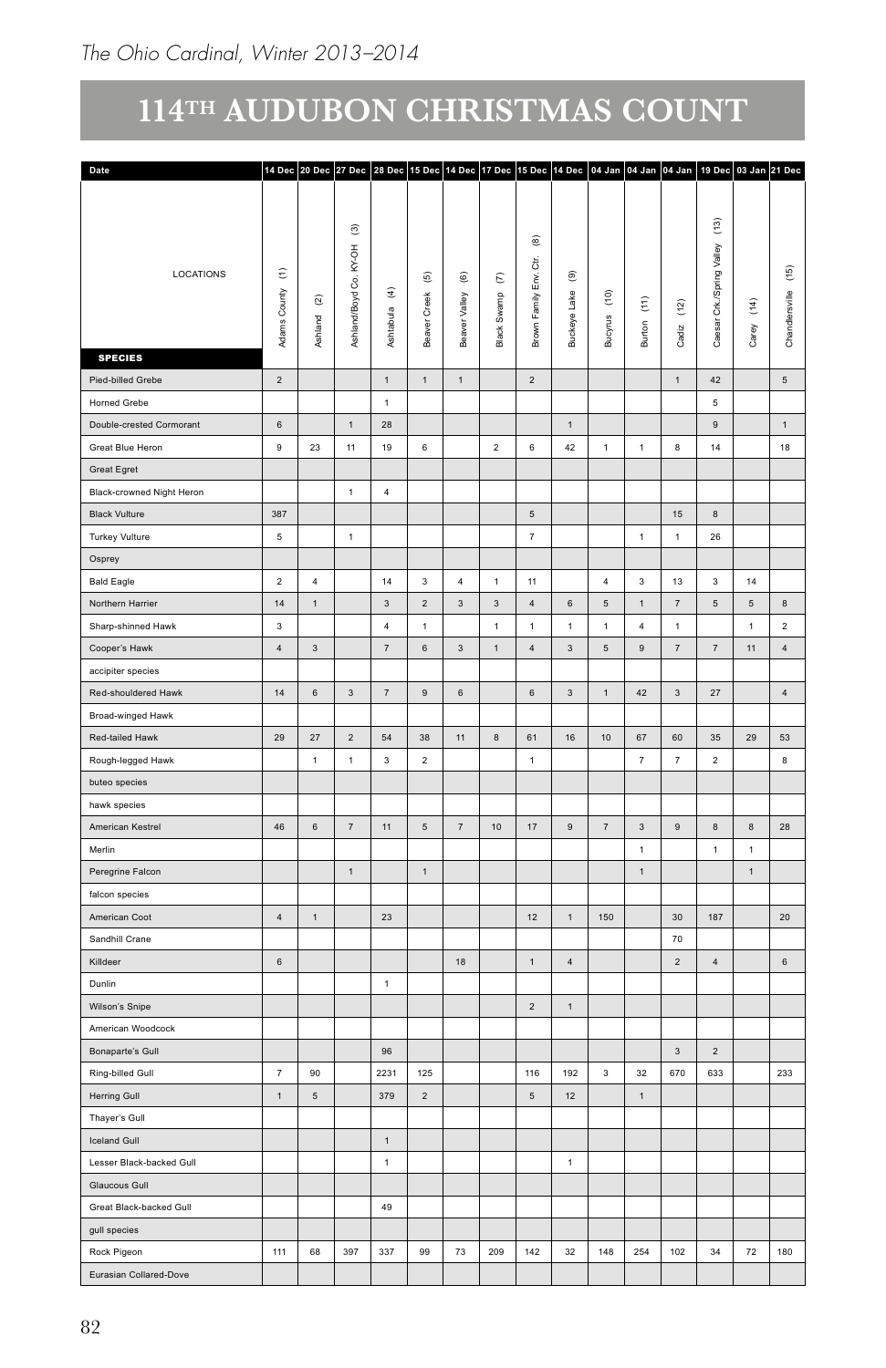# 114TH AUDUBON CHRISTMAS COUNT

| Date | 14 Dec | 20 Dec | 27 Dec | 28 Dec | 15 Dec | 14 Dec | 17 Dec | 15 Dec | 14 Dec | 04 Jan | 04 Jan | 04 Jan | 19 Dec | 03 Jan | 21 Dec |
|---|---|---|---|---|---|---|---|---|---|---|---|---|---|---|---|
| LOCATIONS | Adams County (1) | Ashland (2) | Ashland/Boyd Co. KY-OH (3) | Ashtabula (4) | Beaver Creek (5) | Beaver Valley (6) | Black Swamp (7) | Brown Family Env. Ctr. (8) | Buckeye Lake (9) | Bucyrus (10) | Burton (11) | Cadiz (12) | Caesar Crk./Spring Valley (13) | Carey (14) | Chandlersville (15) |
| **SPECIES** | | | | | | | | | | | | | | | |
| Pied-billed Grebe | 2 | | | 1 | 1 | 1 | | 2 | | | | 1 | 42 | | 5 |
| Horned Grebe | | | | 1 | | | | | | | | | 5 | | |
| Double-crested Cormorant | 6 | | 1 | 28 | | | | | 1 | | | | 9 | | 1 |
| Great Blue Heron | 9 | 23 | 11 | 19 | 6 | | 2 | 6 | 42 | 1 | 1 | 8 | 14 | | 18 |
| Great Egret | | | | | | | | | | | | | | | |
| Black-crowned Night Heron | | | 1 | 4 | | | | | | | | | | | |
| Black Vulture | 387 | | | | | | | 5 | | | | 15 | 8 | | |
| Turkey Vulture | 5 | | 1 | | | | | 7 | | | 1 | 1 | 26 | | |
| Osprey | | | | | | | | | | | | | | | |
| Bald Eagle | 2 | 4 | | 14 | 3 | 4 | 1 | 11 | | 4 | 3 | 13 | 3 | 14 | |
| Northern Harrier | 14 | 1 | | 3 | 2 | 3 | 3 | 4 | 6 | 5 | 1 | 7 | 5 | 5 | 8 |
| Sharp-shinned Hawk | 3 | | | 4 | 1 | | 1 | 1 | 1 | 1 | 4 | 1 | | 1 | 2 |
| Cooper's Hawk | 4 | 3 | | 7 | 6 | 3 | 1 | 4 | 3 | 5 | 9 | 7 | 7 | 11 | 4 |
| accipiter species | | | | | | | | | | | | | | | |
| Red-shouldered Hawk | 14 | 6 | 3 | 7 | 9 | 6 | | 6 | 3 | 1 | 42 | 3 | 27 | | 4 |
| Broad-winged Hawk | | | | | | | | | | | | | | | |
| Red-tailed Hawk | 29 | 27 | 2 | 54 | 38 | 11 | 8 | 61 | 16 | 10 | 67 | 60 | 35 | 29 | 53 |
| Rough-legged Hawk | | 1 | 1 | 3 | 2 | | | 1 | | | 7 | 7 | 2 | | 8 |
| buteo species | | | | | | | | | | | | | | | |
| hawk species | | | | | | | | | | | | | | | |
| American Kestrel | 46 | 6 | 7 | 11 | 5 | 7 | 10 | 17 | 9 | 7 | 3 | 9 | 8 | 8 | 28 |
| Merlin | | | | | | | | | | | 1 | | 1 | 1 | |
| Peregrine Falcon | | | 1 | | 1 | | | | | | 1 | | | 1 | |
| falcon species | | | | | | | | | | | | | | | |
| American Coot | 4 | 1 | | 23 | | | | 12 | 1 | 150 | | 30 | 187 | | 20 |
| Sandhill Crane | | | | | | | | | | | | 70 | | | |
| Killdeer | 6 | | | | | 18 | | 1 | 4 | | | 2 | 4 | | 6 |
| Dunlin | | | | 1 | | | | | | | | | | | |
| Wilson's Snipe | | | | | | | | 2 | 1 | | | | | | |
| American Woodcock | | | | | | | | | | | | | | | |
| Bonaparte's Gull | | | | 96 | | | | | | | | 3 | 2 | | |
| Ring-billed Gull | 7 | 90 | | 2231 | 125 | | | 116 | 192 | 3 | 32 | 670 | 633 | | 233 |
| Herring Gull | 1 | 5 | | 379 | 2 | | | 5 | 12 | | 1 | | | | |
| Thayer's Gull | | | | | | | | | | | | | | | |
| Iceland Gull | | | | 1 | | | | | | | | | | | |
| Lesser Black-backed Gull | | | | 1 | | | | | 1 | | | | | | |
| Glaucous Gull | | | | | | | | | | | | | | | |
| Great Black-backed Gull | | | | 49 | | | | | | | | | | | |
| gull species | | | | | | | | | | | | | | | |
| Rock Pigeon | 111 | 68 | 397 | 337 | 99 | 73 | 209 | 142 | 32 | 148 | 254 | 102 | 34 | 72 | 180 |
| Eurasian Collared-Dove | | | | | | | | | | | | | | | |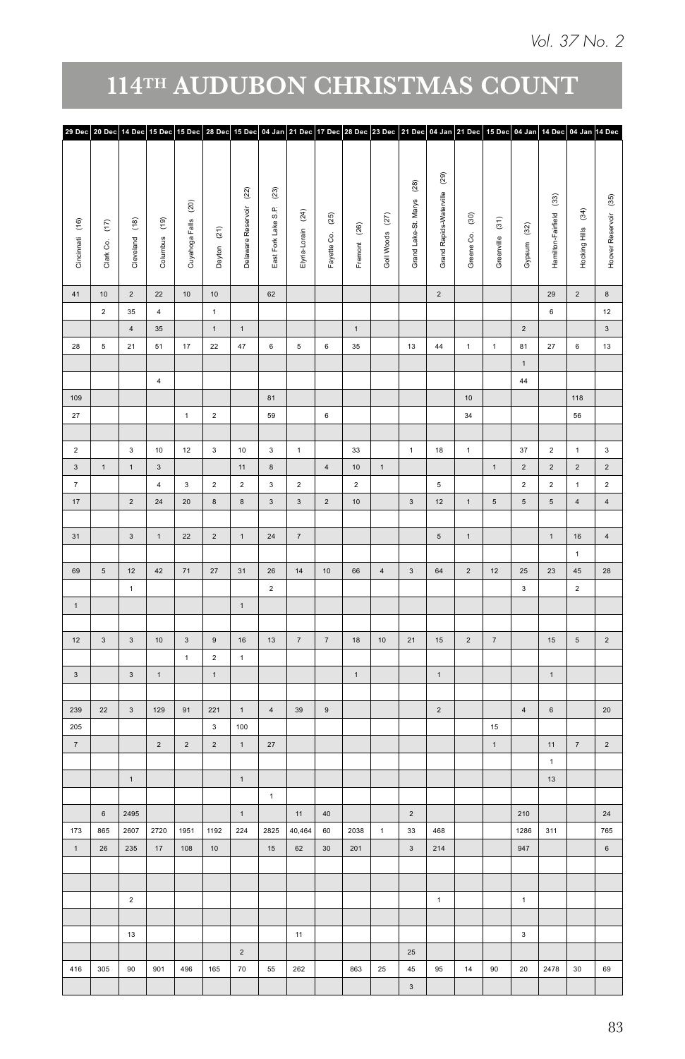# 114TH AUDUBON CHRISTMAS COUNT

| Cincinnati (16) | Clark Co. (17) | Cleveland (18) | Columbus (19) | Cuyahoga Falls (20) | Dayton (21) | Delaware Reservoir (22) | East Fork Lake S.P. (23) | Elyria-Lorain (24) | Fayette Co. (25) | Fremont (26) | Goll Woods (27) | Grand Lake-St. Marys (28) | Grand Rapids-Waterville (29) | Greene Co. (30) | Greenville (31) | Gypsum (32) | Hamilton-Fairfield (33) | Hocking Hills (34) | Hoover Reservoir (35) |
|---|---|---|---|---|---|---|---|---|---|---|---|---|---|---|---|---|---|---|---|
| 29 Dec | 20 Dec | 14 Dec | 15 Dec | 15 Dec | 28 Dec | 15 Dec | 04 Jan | 21 Dec | 17 Dec | 28 Dec | 23 Dec | 21 Dec | 04 Jan | 21 Dec | 15 Dec | 04 Jan | 14 Dec | 04 Jan | 14 Dec |
| 41 | 10 | 2 | 22 | 10 | 10 | | 62 | | | | | | 2 | | | | 29 | 2 | 8 |
| | 2 | 35 | 4 | | 1 | | | | | | | | | | | | 6 | | 12 |
| | | 4 | 35 | | 1 | 1 | | | | 1 | | | | | | 2 | | | 3 |
| 28 | 5 | 21 | 51 | 17 | 22 | 47 | 6 | 5 | 6 | 35 | | 13 | 44 | 1 | 1 | 81 | 27 | 6 | 13 |
| | | | | | | | | | | | | | | | | 1 | | | |
| | | | 4 | | | | | | | | | | | | | 44 | | | |
| 109 | | | | | | | 81 | | | | | | | 10 | | | | 118 | |
| 27 | | | | 1 | 2 | | 59 | | 6 | | | | | 34 | | | | 56 | |
| | | | | | | | | | | | | | | | | | | | |
| 2 | | 3 | 10 | 12 | 3 | 10 | 3 | 1 | | 33 | | 1 | 18 | 1 | | 37 | 2 | 1 | 3 |
| 3 | 1 | 1 | 3 | | | 11 | 8 | | 4 | 10 | 1 | | | | 1 | 2 | 2 | 2 | 2 |
| 7 | | | 4 | 3 | 2 | 2 | 3 | 2 | | 2 | | | 5 | | | 2 | 2 | 1 | 2 |
| 17 | | 2 | 24 | 20 | 8 | 8 | 3 | 3 | 2 | 10 | | 3 | 12 | 1 | 5 | 5 | 5 | 4 | 4 |
| | | | | | | | | | | | | | | | | | | | |
| 31 | | 3 | 1 | 22 | 2 | 1 | 24 | 7 | | | | | 5 | 1 | | | 1 | 16 | 4 |
| | | | | | | | | | | | | | | | | | | 1 | |
| 69 | 5 | 12 | 42 | 71 | 27 | 31 | 26 | 14 | 10 | 66 | 4 | 3 | 64 | 2 | 12 | 25 | 23 | 45 | 28 |
| | | 1 | | | | | 2 | | | | | | | | | 3 | | 2 | |
| 1 | | | | | | 1 | | | | | | | | | | | | | |
| | | | | | | | | | | | | | | | | | | | |
| 12 | 3 | 3 | 10 | 3 | 9 | 16 | 13 | 7 | 7 | 18 | 10 | 21 | 15 | 2 | 7 | | 15 | 5 | 2 |
| | | | | 1 | 2 | 1 | | | | | | | | | | | | | |
| 3 | | 3 | 1 | | 1 | | | | | 1 | | | 1 | | | | 1 | | |
| | | | | | | | | | | | | | | | | | | | |
| 239 | 22 | 3 | 129 | 91 | 221 | 1 | 4 | 39 | 9 | | | | 2 | | | 4 | 6 | | 20 |
| 205 | | | | | 3 | 100 | | | | | | | | | 15 | | | | |
| 7 | | | 2 | 2 | 2 | 1 | 27 | | | | | | | | 1 | | 11 | 7 | 2 |
| | | | | | | | | | | | | | | | | | 1 | | |
| | | 1 | | | | 1 | | | | | | | | | | | 13 | | |
| | | | | | | | 1 | | | | | | | | | | | | |
| | 6 | 2495 | | | | 1 | | 11 | 40 | | | 2 | | | | 210 | | | 24 |
| 173 | 865 | 2607 | 2720 | 1951 | 1192 | 224 | 2825 | 40,464 | 60 | 2038 | 1 | 33 | 468 | | | 1286 | 311 | | 765 |
| 1 | 26 | 235 | 17 | 108 | 10 | | 15 | 62 | 30 | 201 | | 3 | 214 | | | 947 | | | 6 |
| | | | | | | | | | | | | | | | | | | | |
| | | | | | | | | | | | | | | | | | | | |
| | | 2 | | | | | | | | | | | 1 | | | 1 | | | |
| | | | | | | | | | | | | | | | | | | | |
| | | 13 | | | | | | 11 | | | | | | | | 3 | | | |
| | | | | | | 2 | | | | | | 25 | | | | | | | |
| 416 | 305 | 90 | 901 | 496 | 165 | 70 | 55 | 262 | | 863 | 25 | 45 | 95 | 14 | 90 | 20 | 2478 | 30 | 69 |
| | | | | | | | | | | | | 3 | | | | | | | |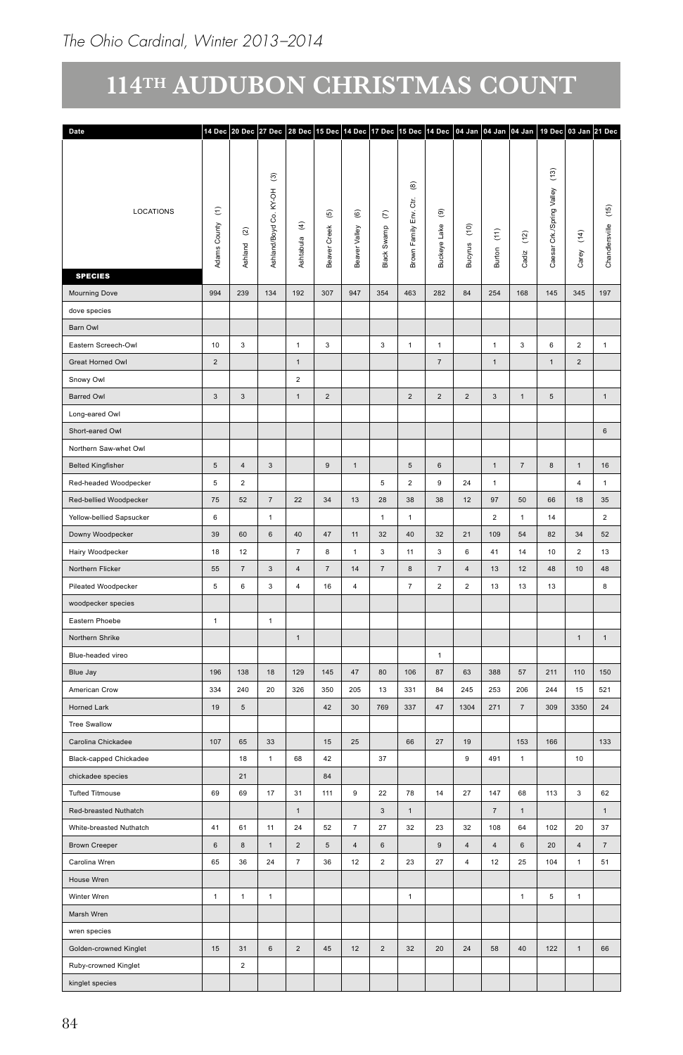# 114TH AUDUBON CHRISTMAS COUNT

| Date | 14 Dec | 20 Dec | 27 Dec | 28 Dec | 15 Dec | 14 Dec | 17 Dec | 15 Dec | 14 Dec | 04 Jan | 04 Jan | 04 Jan | 19 Dec | 03 Jan | 21 Dec |
|---|---|---|---|---|---|---|---|---|---|---|---|---|---|---|---|
| LOCATIONS | Adams County (1) | Ashland (2) | Ashland/Boyd Co. KY-OH (3) | Ashtabula (4) | Beaver Creek (5) | Beaver Valley (6) | Black Swamp (7) | Brown Family Env. Ctr. (8) | Buckeye Lake (9) | Bucyrus (10) | Burton (11) | Cadiz (12) | Caesar Crk./Spring Valley (13) | Carey (14) | Chandlersville (15) |
| **SPECIES** | | | | | | | | | | | | | | | |
| Mourning Dove | 994 | 239 | 134 | 192 | 307 | 947 | 354 | 463 | 282 | 84 | 254 | 168 | 145 | 345 | 197 |
| dove species | | | | | | | | | | | | | | | |
| Barn Owl | | | | | | | | | | | | | | | |
| Eastern Screech-Owl | 10 | 3 | | 1 | 3 | | 3 | 1 | 1 | | 1 | 3 | 6 | 2 | 1 |
| Great Horned Owl | 2 | | | 1 | | | | | 7 | | 1 | | 1 | 2 | |
| Snowy Owl | | | | 2 | | | | | | | | | | | |
| Barred Owl | 3 | 3 | | 1 | 2 | | | 2 | 2 | 2 | 3 | 1 | 5 | | 1 |
| Long-eared Owl | | | | | | | | | | | | | | | |
| Short-eared Owl | | | | | | | | | | | | | | | 6 |
| Northern Saw-whet Owl | | | | | | | | | | | | | | | |
| Belted Kingfisher | 5 | 4 | 3 | | 9 | 1 | | 5 | 6 | | 1 | 7 | 8 | 1 | 16 |
| Red-headed Woodpecker | 5 | 2 | | | | | 5 | 2 | 9 | 24 | 1 | | | 4 | 1 |
| Red-bellied Woodpecker | 75 | 52 | 7 | 22 | 34 | 13 | 28 | 38 | 38 | 12 | 97 | 50 | 66 | 18 | 35 |
| Yellow-bellied Sapsucker | 6 | | 1 | | | | 1 | 1 | | | 2 | 1 | 14 | | 2 |
| Downy Woodpecker | 39 | 60 | 6 | 40 | 47 | 11 | 32 | 40 | 32 | 21 | 109 | 54 | 82 | 34 | 52 |
| Hairy Woodpecker | 18 | 12 | | 7 | 8 | 1 | 3 | 11 | 3 | 6 | 41 | 14 | 10 | 2 | 13 |
| Northern Flicker | 55 | 7 | 3 | 4 | 7 | 14 | 7 | 8 | 7 | 4 | 13 | 12 | 48 | 10 | 48 |
| Pileated Woodpecker | 5 | 6 | 3 | 4 | 16 | 4 | | 7 | 2 | 2 | 13 | 13 | 13 | | 8 |
| woodpecker species | | | | | | | | | | | | | | | |
| Eastern Phoebe | 1 | | 1 | | | | | | | | | | | | |
| Northern Shrike | | | | 1 | | | | | | | | | | 1 | 1 |
| Blue-headed vireo | | | | | | | | | 1 | | | | | | |
| Blue Jay | 196 | 138 | 18 | 129 | 145 | 47 | 80 | 106 | 87 | 63 | 388 | 57 | 211 | 110 | 150 |
| American Crow | 334 | 240 | 20 | 326 | 350 | 205 | 13 | 331 | 84 | 245 | 253 | 206 | 244 | 15 | 521 |
| Horned Lark | 19 | 5 | | | 42 | 30 | 769 | 337 | 47 | 1304 | 271 | 7 | 309 | 3350 | 24 |
| Tree Swallow | | | | | | | | | | | | | | | |
| Carolina Chickadee | 107 | 65 | 33 | | 15 | 25 | | 66 | 27 | 19 | | 153 | 166 | | 133 |
| Black-capped Chickadee | | 18 | 1 | 68 | 42 | | 37 | | | 9 | 491 | 1 | | 10 | |
| chickadee species | | 21 | | | 84 | | | | | | | | | | |
| Tufted Titmouse | 69 | 69 | 17 | 31 | 111 | 9 | 22 | 78 | 14 | 27 | 147 | 68 | 113 | 3 | 62 |
| Red-breasted Nuthatch | | | | 1 | | | 3 | 1 | | | 7 | 1 | | | 1 |
| White-breasted Nuthatch | 41 | 61 | 11 | 24 | 52 | 7 | 27 | 32 | 23 | 32 | 108 | 64 | 102 | 20 | 37 |
| Brown Creeper | 6 | 8 | 1 | 2 | 5 | 4 | 6 | | 9 | 4 | 4 | 6 | 20 | 4 | 7 |
| Carolina Wren | 65 | 36 | 24 | 7 | 36 | 12 | 2 | 23 | 27 | 4 | 12 | 25 | 104 | 1 | 51 |
| House Wren | | | | | | | | | | | | | | | |
| Winter Wren | 1 | 1 | 1 | | | | | 1 | | | | 1 | 5 | 1 | |
| Marsh Wren | | | | | | | | | | | | | | | |
| wren species | | | | | | | | | | | | | | | |
| Golden-crowned Kinglet | 15 | 31 | 6 | 2 | 45 | 12 | 2 | 32 | 20 | 24 | 58 | 40 | 122 | 1 | 66 |
| Ruby-crowned Kinglet | | 2 | | | | | | | | | | | | | |
| kinglet species | | | | | | | | | | | | | | | |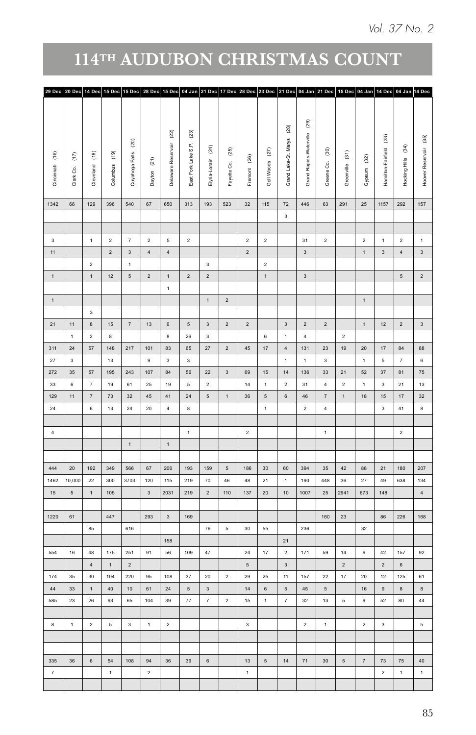# 114TH AUDUBON CHRISTMAS COUNT

| Cincinnati (16) | Clark Co. (17) | Cleveland (18) | Columbus (19) | Cuyahoga Falls (20) | Dayton (21) | Delaware Reservoir (22) | East Fork Lake S.P. (23) | Elyria-Lorain (24) | Fayette Co. (25) | Fremont (26) | Gall Woods (27) | Grand Lake-St. Marys (28) | Grand Rapids-Waterville (29) | Greene Co. (30) | Greenville (31) | Gypsum (32) | Hamilton-Fairfield (33) | Hocking Hills (34) | Hoover Reservoir (35) |
|---|---|---|---|---|---|---|---|---|---|---|---|---|---|---|---|---|---|---|---|
| 29 Dec | 20 Dec | 14 Dec | 15 Dec | 15 Dec | 28 Dec | 15 Dec | 04 Jan | 21 Dec | 17 Dec | 28 Dec | 23 Dec | 21 Dec | 04 Jan | 21 Dec | 15 Dec | 04 Jan | 14 Dec | 04 Jan | 14 Dec |
| 1342 | 66 | 129 | 396 | 540 | 67 | 650 | 313 | 193 | 523 | 32 | 115 | 72 | 446 | 63 | 291 | 25 | 1157 | 292 | 157 |
| | | | | | | | | | | | | 3 | | | | | | | |
| | | | | | | | | | | | | | | | | | | | |
| 3 | | 1 | 2 | 7 | 2 | 5 | 2 | | | 2 | 2 | | 31 | 2 | | 2 | 1 | 2 | 1 |
| 11 | | | 2 | 3 | 4 | 4 | | | | 2 | | | 3 | | | 1 | 3 | 4 | 3 |
| | | 2 | | 1 | | | | 3 | | | 2 | | | | | | | | |
| 1 | | 1 | 12 | 5 | 2 | 1 | 2 | 2 | | | 1 | | 3 | | | | | 5 | 2 |
| | | | | | | 1 | | | | | | | | | | | | | |
| 1 | | | | | | | | 1 | 2 | | | | | | | 1 | | | |
| | | 3 | | | | | | | | | | | | | | | | | |
| 21 | 11 | 8 | 15 | 7 | 13 | 6 | 5 | 3 | 2 | 2 | | 3 | 2 | 2 | | 1 | 12 | 2 | 3 |
| | 1 | 2 | 8 | | | 8 | 26 | 3 | | | 6 | 1 | 4 | | 2 | | | | |
| 311 | 24 | 57 | 148 | 217 | 101 | 83 | 65 | 27 | 2 | 45 | 17 | 4 | 131 | 23 | 19 | 20 | 17 | 84 | 88 |
| 27 | 3 | | 13 | | 9 | 3 | 3 | | | | | 1 | 1 | 3 | | 1 | 5 | 7 | 6 |
| 272 | 35 | 57 | 195 | 243 | 107 | 84 | 56 | 22 | 3 | 69 | 15 | 14 | 136 | 33 | 21 | 52 | 37 | 81 | 75 |
| 33 | 6 | 7 | 19 | 61 | 25 | 19 | 5 | 2 | | 14 | 1 | 2 | 31 | 4 | 2 | 1 | 3 | 21 | 13 |
| 129 | 11 | 7 | 73 | 32 | 45 | 41 | 24 | 5 | 1 | 36 | 5 | 6 | 46 | 7 | 1 | 18 | 15 | 17 | 32 |
| 24 | | 6 | 13 | 24 | 20 | 4 | 8 | | | | 1 | | 2 | 4 | | | 3 | 41 | 8 |
| | | | | | | | | | | | | | | | | | | | |
| 4 | | | | | | | 1 | | | 2 | | | | 1 | | | | 2 | |
| | | | | 1 | | 1 | | | | | | | | | | | | | |
| | | | | | | | | | | | | | | | | | | | |
| 444 | 20 | 192 | 349 | 566 | 67 | 206 | 193 | 159 | 5 | 186 | 30 | 60 | 394 | 35 | 42 | 88 | 21 | 180 | 207 |
| 1462 | 10,000 | 22 | 300 | 3703 | 120 | 115 | 219 | 70 | 46 | 48 | 21 | 1 | 190 | 448 | 36 | 27 | 49 | 638 | 134 |
| 15 | 5 | 1 | 105 | | 3 | 2031 | 219 | 2 | 110 | 137 | 20 | 10 | 1007 | 25 | 2941 | 673 | 148 | | 4 |
| | | | | | | | | | | | | | | | | | | | |
| 1220 | 61 | | 447 | | 293 | 3 | 169 | | | | | | | 160 | 23 | | 86 | 226 | 168 |
| | | 85 | | 616 | | | | 76 | 5 | 30 | 55 | | 236 | | | 32 | | | |
| | | | | | | 158 | | | | | | 21 | | | | | | | |
| 554 | 16 | 48 | 175 | 251 | 91 | 56 | 109 | 47 | | 24 | 17 | 2 | 171 | 59 | 14 | 9 | 42 | 157 | 92 |
| | | 4 | 1 | 2 | | | | | | 5 | | 3 | | | 2 | | 2 | 6 | |
| 174 | 35 | 30 | 104 | 220 | 95 | 108 | 37 | 20 | 2 | 29 | 25 | 11 | 157 | 22 | 17 | 20 | 12 | 125 | 61 |
| 44 | 33 | 1 | 40 | 10 | 61 | 24 | 5 | 3 | | 14 | 6 | 5 | 45 | 5 | | 16 | 9 | 8 | 8 |
| 585 | 23 | 26 | 93 | 65 | 104 | 39 | 77 | 7 | 2 | 15 | 1 | 7 | 32 | 13 | 5 | 9 | 52 | 80 | 44 |
| | | | | | | | | | | | | | | | | | | | |
| 8 | 1 | 2 | 5 | 3 | 1 | 2 | | | | 3 | | | 2 | 1 | | 2 | 3 | | 5 |
| | | | | | | | | | | | | | | | | | | | |
| | | | | | | | | | | | | | | | | | | | |
| 335 | 36 | 6 | 54 | 108 | 94 | 36 | 39 | 6 | | 13 | 5 | 14 | 71 | 30 | 5 | 7 | 73 | 75 | 40 |
| 7 | | | 1 | | 2 | | | | | 1 | | | | | | | 2 | 1 | 1 |
| | | | | | | | | | | | | | | | | | | | |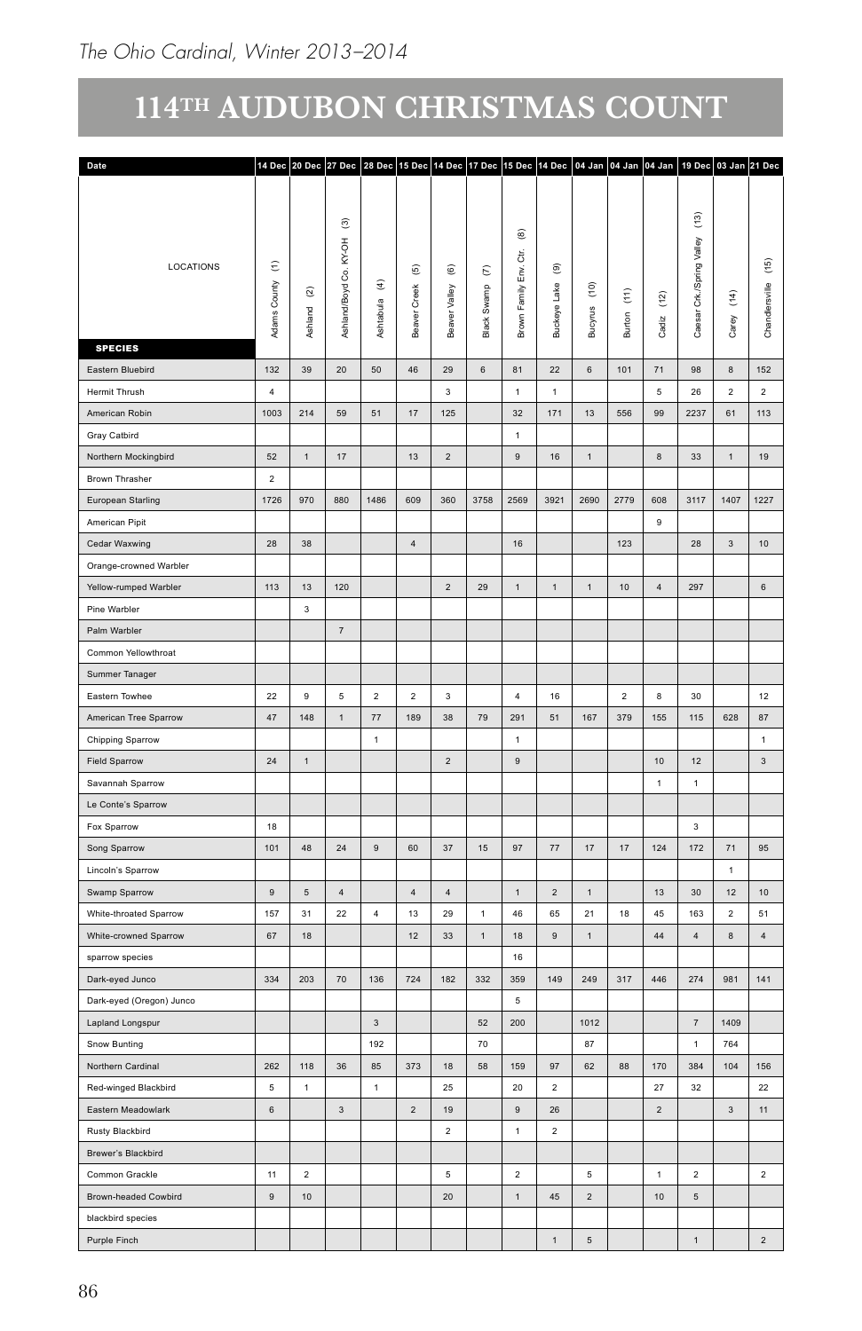# 114TH AUDUBON CHRISTMAS COUNT

| Date | 14 Dec | 20 Dec | 27 Dec | 28 Dec | 15 Dec | 14 Dec | 17 Dec | 15 Dec | 14 Dec | 04 Jan | 04 Jan | 04 Jan | 19 Dec | 03 Jan | 21 Dec |
|---|---|---|---|---|---|---|---|---|---|---|---|---|---|---|---|
| LOCATIONS / SPECIES | Adams County (1) | Ashland (2) | Ashland/Boyd Co. KY-OH (3) | Ashtabula (4) | Beaver Creek (5) | Beaver Valley (6) | Black Swamp (7) | Brown Family Env. Ctr. (8) | Buckeye Lake (9) | Bucyrus (10) | Burton (11) | Cadiz (12) | Caesar Crk./Spring Valley (13) | Carey (14) | Chandlersville (15) |
| Eastern Bluebird | 132 | 39 | 20 | 50 | 46 | 29 | 6 | 81 | 22 | 6 | 101 | 71 | 98 | 8 | 152 |
| Hermit Thrush | 4 | | | | | 3 | | 1 | 1 | | | 5 | 26 | 2 | 2 |
| American Robin | 1003 | 214 | 59 | 51 | 17 | 125 | | 32 | 171 | 13 | 556 | 99 | 2237 | 61 | 113 |
| Gray Catbird | | | | | | | | 1 | | | | | | | |
| Northern Mockingbird | 52 | 1 | 17 | | 13 | 2 | | 9 | 16 | 1 | | 8 | 33 | 1 | 19 |
| Brown Thrasher | 2 | | | | | | | | | | | | | | |
| European Starling | 1726 | 970 | 880 | 1486 | 609 | 360 | 3758 | 2569 | 3921 | 2690 | 2779 | 608 | 3117 | 1407 | 1227 |
| American Pipit | | | | | | | | | | | | 9 | | | |
| Cedar Waxwing | 28 | 38 | | | 4 | | | 16 | | | 123 | | 28 | 3 | 10 |
| Orange-crowned Warbler | | | | | | | | | | | | | | | |
| Yellow-rumped Warbler | 113 | 13 | 120 | | | 2 | 29 | 1 | 1 | 1 | 10 | 4 | 297 | | 6 |
| Pine Warbler | | 3 | | | | | | | | | | | | | |
| Palm Warbler | | | 7 | | | | | | | | | | | | |
| Common Yellowthroat | | | | | | | | | | | | | | | |
| Summer Tanager | | | | | | | | | | | | | | | |
| Eastern Towhee | 22 | 9 | 5 | 2 | 2 | 3 | | 4 | 16 | | 2 | 8 | 30 | | 12 |
| American Tree Sparrow | 47 | 148 | 1 | 77 | 189 | 38 | 79 | 291 | 51 | 167 | 379 | 155 | 115 | 628 | 87 |
| Chipping Sparrow | | | | 1 | | | | 1 | | | | | | | 1 |
| Field Sparrow | 24 | 1 | | | | 2 | | 9 | | | | 10 | 12 | | 3 |
| Savannah Sparrow | | | | | | | | | | | | 1 | 1 | | |
| Le Conte's Sparrow | | | | | | | | | | | | | | | |
| Fox Sparrow | 18 | | | | | | | | | | | | 3 | | |
| Song Sparrow | 101 | 48 | 24 | 9 | 60 | 37 | 15 | 97 | 77 | 17 | 17 | 124 | 172 | 71 | 95 |
| Lincoln's Sparrow | | | | | | | | | | | | | | 1 | |
| Swamp Sparrow | 9 | 5 | 4 | | 4 | 4 | | 1 | 2 | 1 | | 13 | 30 | 12 | 10 |
| White-throated Sparrow | 157 | 31 | 22 | 4 | 13 | 29 | 1 | 46 | 65 | 21 | 18 | 45 | 163 | 2 | 51 |
| White-crowned Sparrow | 67 | 18 | | | 12 | 33 | 1 | 18 | 9 | 1 | | 44 | 4 | 8 | 4 |
| sparrow species | | | | | | | | 16 | | | | | | | |
| Dark-eyed Junco | 334 | 203 | 70 | 136 | 724 | 182 | 332 | 359 | 149 | 249 | 317 | 446 | 274 | 981 | 141 |
| Dark-eyed (Oregon) Junco | | | | | | | | 5 | | | | | | | |
| Lapland Longspur | | | | 3 | | | 52 | 200 | | 1012 | | | 7 | 1409 | |
| Snow Bunting | | | | 192 | | | 70 | | | 87 | | | 1 | 764 | |
| Northern Cardinal | 262 | 118 | 36 | 85 | 373 | 18 | 58 | 159 | 97 | 62 | 88 | 170 | 384 | 104 | 156 |
| Red-winged Blackbird | 5 | 1 | | 1 | | 25 | | 20 | 2 | | | 27 | 32 | | 22 |
| Eastern Meadowlark | 6 | | 3 | | 2 | 19 | | 9 | 26 | | | 2 | | 3 | 11 |
| Rusty Blackbird | | | | | | 2 | | 1 | 2 | | | | | | |
| Brewer's Blackbird | | | | | | | | | | | | | | | |
| Common Grackle | 11 | 2 | | | | 5 | | 2 | | 5 | | 1 | 2 | | 2 |
| Brown-headed Cowbird | 9 | 10 | | | | 20 | | 1 | 45 | 2 | | 10 | 5 | | |
| blackbird species | | | | | | | | | | | | | | | |
| Purple Finch | | | | | | | | | 1 | 5 | | | 1 | | 2 |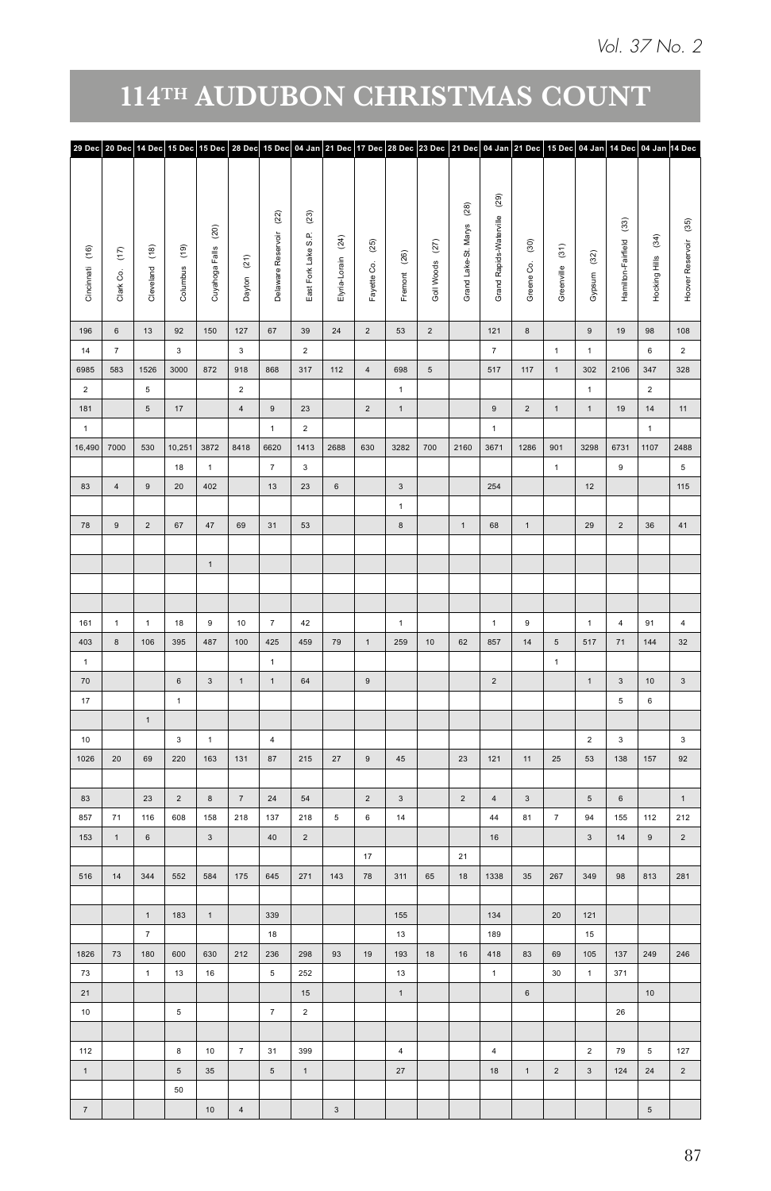# 114TH AUDUBON CHRISTMAS COUNT

| 29 Dec | 20 Dec | 14 Dec | 15 Dec | 15 Dec | 28 Dec | 15 Dec | 04 Jan | 21 Dec | 17 Dec | 28 Dec | 23 Dec | 21 Dec | 04 Jan | 21 Dec | 15 Dec | 04 Jan | 14 Dec | 04 Jan | 14 Dec |
|---|---|---|---|---|---|---|---|---|---|---|---|---|---|---|---|---|---|---|---|
| Cincinnati (16) | Clark Co. (17) | Cleveland (18) | Columbus (19) | Cuyahoga Falls (20) | Dayton (21) | Delaware Reservoir (22) | East Fork Lake S.P. (23) | Elyria-Lorain (24) | Fayette Co. (25) | Fremont (26) | Gall Woods (27) | Grand Lake-St. Marys (28) | Grand Rapids-Waterville (29) | Greene Co. (30) | Greenville (31) | Gypsum (32) | Hamilton-Fairfield (33) | Hocking Hills (34) | Hoover Reservoir (35) |
| 196 | 6 | 13 | 92 | 150 | 127 | 67 | 39 | 24 | 2 | 53 | 2 | | 121 | 8 | | 9 | 19 | 98 | 108 |
| 14 | 7 | | 3 | | 3 | | 2 | | | | | | 7 | | 1 | 1 | | 6 | 2 |
| 6985 | 583 | 1526 | 3000 | 872 | 918 | 868 | 317 | 112 | 4 | 698 | 5 | | 517 | 117 | 1 | 302 | 2106 | 347 | 328 |
| 2 | | 5 | | | 2 | | | | | 1 | | | | | | 1 | | 2 | |
| 181 | | 5 | 17 | | 4 | 9 | 23 | | 2 | 1 | | | 9 | 2 | 1 | 1 | 19 | 14 | 11 |
| 1 | | | | | | 1 | 2 | | | | | | 1 | | | | | 1 | |
| 16,490 | 7000 | 530 | 10,251 | 3872 | 8418 | 6620 | 1413 | 2688 | 630 | 3282 | 700 | 2160 | 3671 | 1286 | 901 | 3298 | 6731 | 1107 | 2488 |
| | | | 18 | 1 | | 7 | 3 | | | | | | | | 1 | | 9 | | 5 |
| 83 | 4 | 9 | 20 | 402 | | 13 | 23 | 6 | | 3 | | | 254 | | | 12 | | | 115 |
| | | | | | | | | | | 1 | | | | | | | | | |
| 78 | 9 | 2 | 67 | 47 | 69 | 31 | 53 | | | 8 | | 1 | 68 | 1 | | 29 | 2 | 36 | 41 |
| | | | | | | | | | | | | | | | | | | | |
| | | | | 1 | | | | | | | | | | | | | | | |
| | | | | | | | | | | | | | | | | | | | |
| | | | | | | | | | | | | | | | | | | | |
| 161 | 1 | 1 | 18 | 9 | 10 | 7 | 42 | | | 1 | | | 1 | 9 | | 1 | 4 | 91 | 4 |
| 403 | 8 | 106 | 395 | 487 | 100 | 425 | 459 | 79 | 1 | 259 | 10 | 62 | 857 | 14 | 5 | 517 | 71 | 144 | 32 |
| 1 | | | | | | 1 | | | | | | | | | 1 | | | | |
| 70 | | | 6 | 3 | 1 | 1 | 64 | | 9 | | | | 2 | | | 1 | 3 | 10 | 3 |
| 17 | | | 1 | | | | | | | | | | | | | | 5 | 6 | |
| | | 1 | | | | | | | | | | | | | | | | | |
| 10 | | | 3 | 1 | | 4 | | | | | | | | | | 2 | 3 | | 3 |
| 1026 | 20 | 69 | 220 | 163 | 131 | 87 | 215 | 27 | 9 | 45 | | 23 | 121 | 11 | 25 | 53 | 138 | 157 | 92 |
| | | | | | | | | | | | | | | | | | | | |
| 83 | | 23 | 2 | 8 | 7 | 24 | 54 | | 2 | 3 | | 2 | 4 | 3 | | 5 | 6 | | 1 |
| 857 | 71 | 116 | 608 | 158 | 218 | 137 | 218 | 5 | 6 | 14 | | | 44 | 81 | 7 | 94 | 155 | 112 | 212 |
| 153 | 1 | 6 | | 3 | | 40 | 2 | | | | | | 16 | | | 3 | 14 | 9 | 2 |
| | | | | | | | | | 17 | | | 21 | | | | | | | |
| 516 | 14 | 344 | 552 | 584 | 175 | 645 | 271 | 143 | 78 | 311 | 65 | 18 | 1338 | 35 | 267 | 349 | 98 | 813 | 281 |
| | | | | | | | | | | | | | | | | | | | |
| | | 1 | 183 | 1 | | 339 | | | | 155 | | | 134 | | 20 | 121 | | | |
| | | 7 | | | | 18 | | | | 13 | | | 189 | | | 15 | | | |
| 1826 | 73 | 180 | 600 | 630 | 212 | 236 | 298 | 93 | 19 | 193 | 18 | 16 | 418 | 83 | 69 | 105 | 137 | 249 | 246 |
| 73 | | 1 | 13 | 16 | | 5 | 252 | | | 13 | | | 1 | | 30 | 1 | 371 | | |
| 21 | | | | | | | 15 | | | 1 | | | | 6 | | | | 10 | |
| 10 | | | 5 | | | 7 | 2 | | | | | | | | | | 26 | | |
| | | | | | | | | | | | | | | | | | | | |
| 112 | | | 8 | 10 | 7 | 31 | 399 | | | 4 | | | 4 | | | 2 | 79 | 5 | 127 |
| 1 | | | 5 | 35 | | 5 | 1 | | | 27 | | | 18 | 1 | 2 | 3 | 124 | 24 | 2 |
| | | | 50 | | | | | | | | | | | | | | | | |
| 7 | | | | 10 | 4 | | | 3 | | | | | | | | | | 5 | |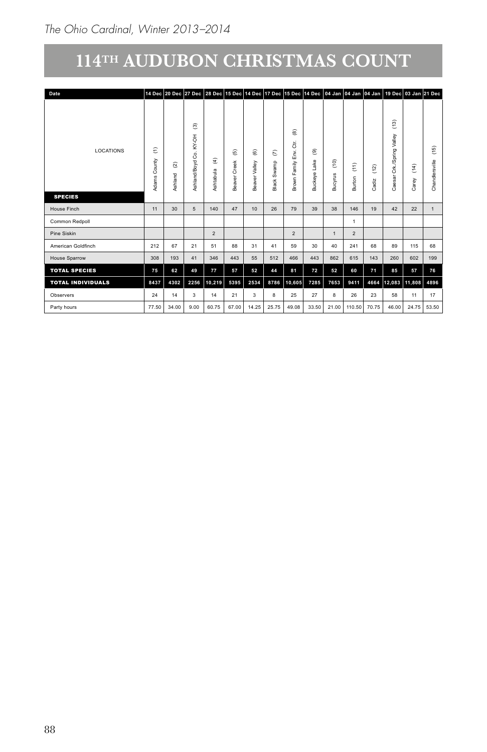# 114TH AUDUBON CHRISTMAS COUNT

| Date | 14 Dec | 20 Dec | 27 Dec | 28 Dec | 15 Dec | 14 Dec | 17 Dec | 15 Dec | 14 Dec | 04 Jan | 04 Jan | 04 Jan | 19 Dec | 03 Jan | 21 Dec |
|---|---|---|---|---|---|---|---|---|---|---|---|---|---|---|---|
| LOCATIONS / SPECIES | Adams County (1) | Ashland (2) | Ashland/Boyd Co. KY-OH (3) | Ashtabula (4) | Beaver Creek (5) | Beaver Valley (6) | Black Swamp (7) | Brown Family Env. Ctr. (8) | Buckeye Lake (9) | Bucyrus (10) | Burton (11) | Cadiz (12) | Caesar Crk./Spring Valley (13) | Carey (14) | Chandlersville (15) |
| House Finch | 11 | 30 | 5 | 140 | 47 | 10 | 26 | 79 | 39 | 38 | 146 | 19 | 42 | 22 | 1 |
| Common Redpoll | | | | | | | | | | | 1 | | | | |
| Pine Siskin | | | | 2 | | | | 2 | | 1 | 2 | | | | |
| American Goldfinch | 212 | 67 | 21 | 51 | 88 | 31 | 41 | 59 | 30 | 40 | 241 | 68 | 89 | 115 | 68 |
| House Sparrow | 308 | 193 | 41 | 346 | 443 | 55 | 512 | 466 | 443 | 862 | 615 | 143 | 260 | 602 | 199 |
| **TOTAL SPECIES** | **75** | **62** | **49** | **77** | **57** | **52** | **44** | **81** | **72** | **52** | **60** | **71** | **85** | **57** | **76** |
| **TOTAL INDIVIDUALS** | **8437** | **4302** | **2256** | **10,219** | **5395** | **2534** | **8786** | **10,605** | **7285** | **7653** | **9411** | **4664** | **12,083** | **11,808** | **4896** |
| Observers | 24 | 14 | 3 | 14 | 21 | 3 | 8 | 25 | 27 | 8 | 26 | 23 | 58 | 11 | 17 |
| Party hours | 77.50 | 34.00 | 9.00 | 60.75 | 67.00 | 14.25 | 25.75 | 49.08 | 33.50 | 21.00 | 110.50 | 70.75 | 46.00 | 24.75 | 53.50 |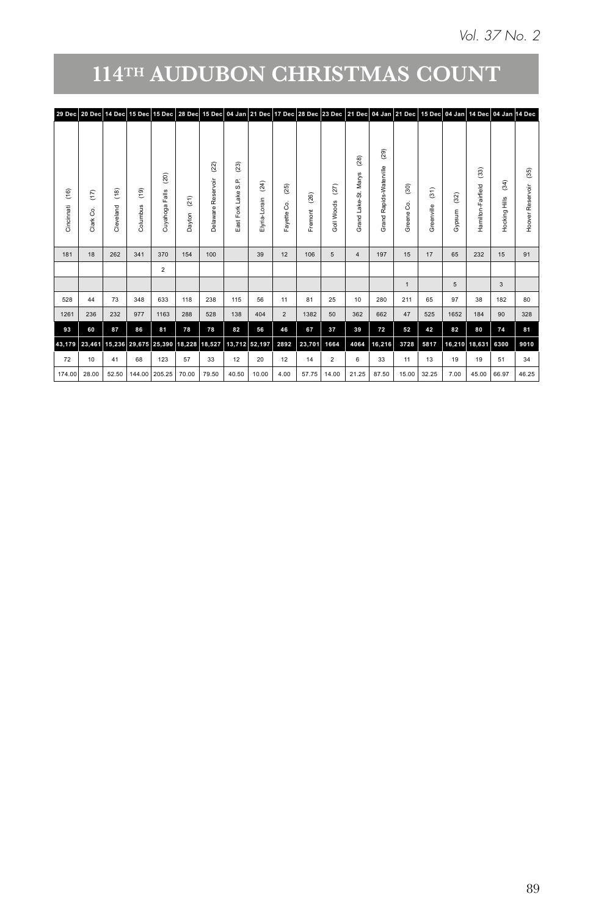# 114TH AUDUBON CHRISTMAS COUNT

| 29 Dec | 20 Dec | 14 Dec | 15 Dec | 15 Dec | 28 Dec | 15 Dec | 04 Jan | 21 Dec | 17 Dec | 28 Dec | 23 Dec | 21 Dec | 04 Jan | 21 Dec | 15 Dec | 04 Jan | 14 Dec | 04 Jan | 14 Dec |
|---|---|---|---|---|---|---|---|---|---|---|---|---|---|---|---|---|---|---|---|
| Cincinnati (16) | Clark Co. (17) | Cleveland (18) | Columbus (19) | Cuyahoga Falls (20) | Dayton (21) | Delaware Reservoir (22) | East Fork Lake S.P. (23) | Elyria-Lorain (24) | Fayette Co. (25) | Fremont (26) | Goll Woods (27) | Grand Lake-St. Marys (28) | Grand Rapids-Waterville (29) | Greene Co. (30) | Greenville (31) | Gypsum (32) | Hamilton-Fairfield (33) | Hocking Hills (34) | Hoover Reservoir (35) |
| 181 | 18 | 262 | 341 | 370 | 154 | 100 | | 39 | 12 | 106 | 5 | 4 | 197 | 15 | 17 | 65 | 232 | 15 | 91 |
| | | | | 2 | | | | | | | | | | | | | | | |
| | | | | | | | | | | | | | | 1 | | 5 | | 3 | |
| 528 | 44 | 73 | 348 | 633 | 118 | 238 | 115 | 56 | 11 | 81 | 25 | 10 | 280 | 211 | 65 | 97 | 38 | 182 | 80 |
| 1261 | 236 | 232 | 977 | 1163 | 288 | 528 | 138 | 404 | 2 | 1382 | 50 | 362 | 662 | 47 | 525 | 1652 | 184 | 90 | 328 |
| **93** | **60** | **87** | **86** | **81** | **78** | **78** | **82** | **56** | **46** | **67** | **37** | **39** | **72** | **52** | **42** | **82** | **80** | **74** | **81** |
| **43,179** | **23,461** | **15,236** | **29,675** | **25,390** | **18,228** | **18,527** | **13,712** | **52,197** | **2892** | **23,701** | **1664** | **4064** | **16,216** | **3728** | **5817** | **16,210** | **18,631** | **6300** | **9010** |
| 72 | 10 | 41 | 68 | 123 | 57 | 33 | 12 | 20 | 12 | 14 | 2 | 6 | 33 | 11 | 13 | 19 | 19 | 51 | 34 |
| 174.00 | 28.00 | 52.50 | 144.00 | 205.25 | 70.00 | 79.50 | 40.50 | 10.00 | 4.00 | 57.75 | 14.00 | 21.25 | 87.50 | 15.00 | 32.25 | 7.00 | 45.00 | 66.97 | 46.25 |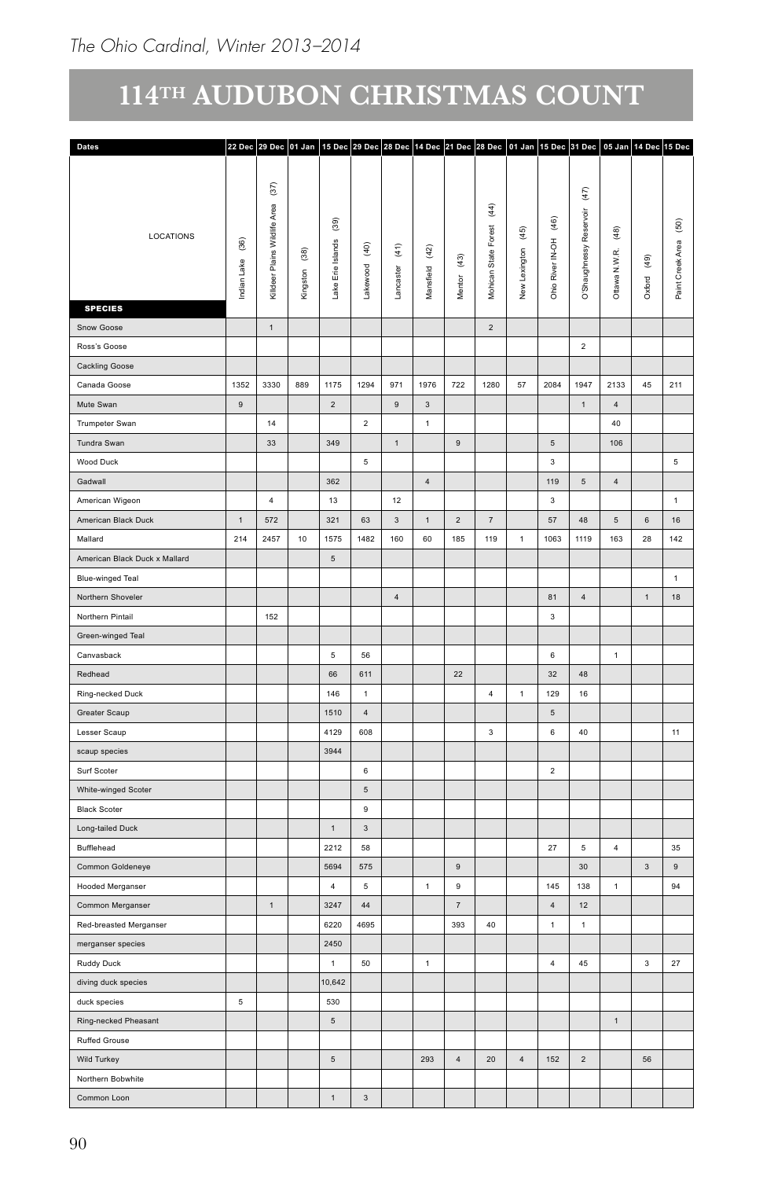# 114TH AUDUBON CHRISTMAS COUNT

| Dates | 22 Dec | 29 Dec | 01 Jan | 15 Dec | 29 Dec | 28 Dec | 14 Dec | 21 Dec | 28 Dec | 01 Jan | 15 Dec | 31 Dec | 05 Jan | 14 Dec | 15 Dec |
|---|---|---|---|---|---|---|---|---|---|---|---|---|---|---|---|
| LOCATIONS | Indian Lake (36) | Killdeer Plains Wildlife Area (37) | Kingston (38) | Lake Erie Islands (39) | Lakewood (40) | Lancaster (41) | Mansfield (42) | Mentor (43) | Mohican State Forest (44) | New Lexington (45) | Ohio River IN-OH (46) | O'Shaughnessy Reservoir (47) | Ottawa N.W.R. (48) | Oxford (49) | Paint Creek Area (50) |
| **SPECIES** | | | | | | | | | | | | | | | |
| Snow Goose | | 1 | | | | | | | 2 | | | | | | |
| Ross's Goose | | | | | | | | | | | | 2 | | | |
| Cackling Goose | | | | | | | | | | | | | | | |
| Canada Goose | 1352 | 3330 | 889 | 1175 | 1294 | 971 | 1976 | 722 | 1280 | 57 | 2084 | 1947 | 2133 | 45 | 211 |
| Mute Swan | 9 | | | 2 | | 9 | 3 | | | | | 1 | 4 | | |
| Trumpeter Swan | | 14 | | | 2 | | 1 | | | | | | 40 | | |
| Tundra Swan | | 33 | | 349 | | 1 | | 9 | | | 5 | | 106 | | |
| Wood Duck | | | | | 5 | | | | | | 3 | | | | 5 |
| Gadwall | | | | 362 | | | 4 | | | | 119 | 5 | 4 | | |
| American Wigeon | | 4 | | 13 | | 12 | | | | | 3 | | | | 1 |
| American Black Duck | 1 | 572 | | 321 | 63 | 3 | 1 | 2 | 7 | | 57 | 48 | 5 | 6 | 16 |
| Mallard | 214 | 2457 | 10 | 1575 | 1482 | 160 | 60 | 185 | 119 | 1 | 1063 | 1119 | 163 | 28 | 142 |
| American Black Duck x Mallard | | | | 5 | | | | | | | | | | | |
| Blue-winged Teal | | | | | | | | | | | | | | | 1 |
| Northern Shoveler | | | | | | 4 | | | | | 81 | 4 | | 1 | 18 |
| Northern Pintail | | 152 | | | | | | | | | 3 | | | | |
| Green-winged Teal | | | | | | | | | | | | | | | |
| Canvasback | | | | 5 | 56 | | | | | | 6 | | 1 | | |
| Redhead | | | | 66 | 611 | | | 22 | | | 32 | 48 | | | |
| Ring-necked Duck | | | | 146 | 1 | | | | 4 | 1 | 129 | 16 | | | |
| Greater Scaup | | | | 1510 | 4 | | | | | | 5 | | | | |
| Lesser Scaup | | | | 4129 | 608 | | | | 3 | | 6 | 40 | | | 11 |
| scaup species | | | | 3944 | | | | | | | | | | | |
| Surf Scoter | | | | | 6 | | | | | | 2 | | | | |
| White-winged Scoter | | | | | 5 | | | | | | | | | | |
| Black Scoter | | | | | 9 | | | | | | | | | | |
| Long-tailed Duck | | | | 1 | 3 | | | | | | | | | | |
| Bufflehead | | | | 2212 | 58 | | | | | | 27 | 5 | 4 | | 35 |
| Common Goldeneye | | | | 5694 | 575 | | | 9 | | | | 30 | | 3 | 9 |
| Hooded Merganser | | | | 4 | 5 | | 1 | 9 | | | 145 | 138 | 1 | | 94 |
| Common Merganser | | 1 | | 3247 | 44 | | | 7 | | | 4 | 12 | | | |
| Red-breasted Merganser | | | | 6220 | 4695 | | | 393 | 40 | | 1 | 1 | | | |
| merganser species | | | | 2450 | | | | | | | | | | | |
| Ruddy Duck | | | | 1 | 50 | | 1 | | | | 4 | 45 | | 3 | 27 |
| diving duck species | | | | 10,642 | | | | | | | | | | | |
| duck species | 5 | | | 530 | | | | | | | | | | | |
| Ring-necked Pheasant | | | | 5 | | | | | | | | | 1 | | |
| Ruffed Grouse | | | | | | | | | | | | | | | |
| Wild Turkey | | | | 5 | | | 293 | 4 | 20 | 4 | 152 | 2 | | 56 | |
| Northern Bobwhite | | | | | | | | | | | | | | | |
| Common Loon | | | | 1 | 3 | | | | | | | | | | |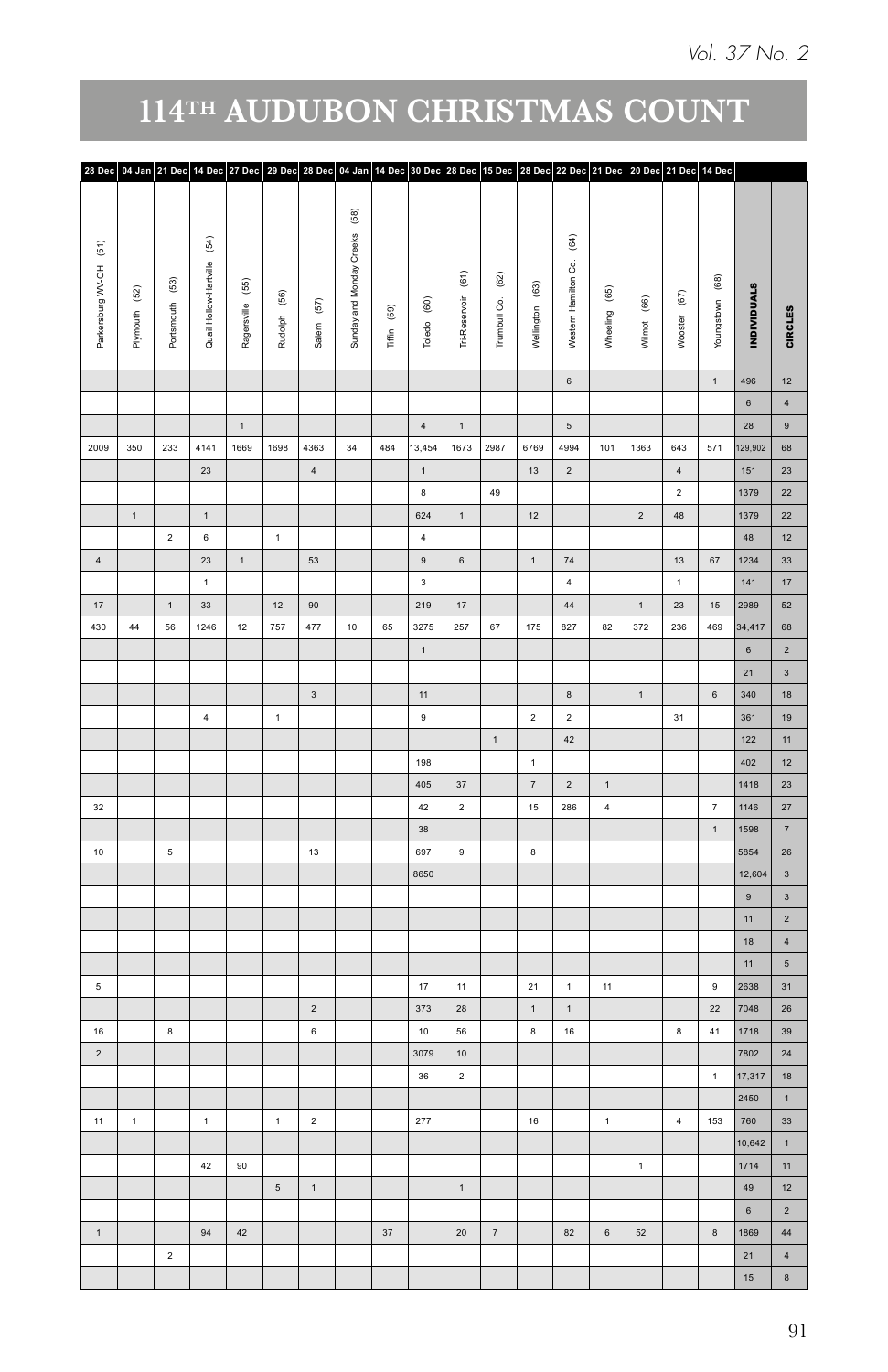# 114TH AUDUBON CHRISTMAS COUNT

| Parkersburg WV-OH (51) | Plymouth (52) | Portsmouth (53) | Quail Hollow-Hartville (54) | Ragersville (55) | Rudolph (56) | Salem (57) | Sunday and Monday Creeks (58) | Tiffin (59) | Toledo (60) | Tri-Reservoir (61) | Trumbull Co. (62) | Wellington (63) | Western Hamilton Co. (64) | Wheeling (65) | Wilmot (66) | Wooster (67) | Youngstown (68) | INDIVIDUALS | CIRCLES |
|---|---|---|---|---|---|---|---|---|---|---|---|---|---|---|---|---|---|---|---|
| 28 Dec | 04 Jan | 21 Dec | 14 Dec | 27 Dec | 29 Dec | 28 Dec | 04 Jan | 14 Dec | 30 Dec | 28 Dec | 15 Dec | 28 Dec | 22 Dec | 21 Dec | 20 Dec | 21 Dec | 14 Dec | | |
| | | | | | | | | | | | | | 6 | | | | 1 | 496 | 12 |
| | | | | | | | | | | | | | | | | | | 6 | 4 |
| | | | | 1 | | | | | 4 | 1 | | | 5 | | | | | 28 | 9 |
| 2009 | 350 | 233 | 4141 | 1669 | 1698 | 4363 | 34 | 484 | 13,454 | 1673 | 2987 | 6769 | 4994 | 101 | 1363 | 643 | 571 | 129,902 | 68 |
| | | | 23 | | | 4 | | | 1 | | | 13 | 2 | | | 4 | | 151 | 23 |
| | | | | | | | | | 8 | | 49 | | | | | 2 | | 1379 | 22 |
| | 1 | | 1 | | | | | | 624 | 1 | | 12 | | | 2 | 48 | | 1379 | 22 |
| | | 2 | 6 | | 1 | | | | 4 | | | | | | | | | 48 | 12 |
| 4 | | | 23 | 1 | | 53 | | | 9 | 6 | | 1 | 74 | | | 13 | 67 | 1234 | 33 |
| | | | 1 | | | | | | 3 | | | | 4 | | | 1 | | 141 | 17 |
| 17 | | 1 | 33 | | 12 | 90 | | | 219 | 17 | | | 44 | | 1 | 23 | 15 | 2989 | 52 |
| 430 | 44 | 56 | 1246 | 12 | 757 | 477 | 10 | 65 | 3275 | 257 | 67 | 175 | 827 | 82 | 372 | 236 | 469 | 34,417 | 68 |
| | | | | | | | | | 1 | | | | | | | | | 6 | 2 |
| | | | | | | | | | | | | | | | | | | 21 | 3 |
| | | | | | | 3 | | | 11 | | | | 8 | | 1 | | 6 | 340 | 18 |
| | | | 4 | | 1 | | | | 9 | | | 2 | 2 | | | 31 | | 361 | 19 |
| | | | | | | | | | | | 1 | | 42 | | | | | 122 | 11 |
| | | | | | | | | | 198 | | | 1 | | | | | | 402 | 12 |
| | | | | | | | | | 405 | 37 | | 7 | 2 | 1 | | | | 1418 | 23 |
| 32 | | | | | | | | | 42 | 2 | | 15 | 286 | 4 | | | 7 | 1146 | 27 |
| | | | | | | | | | 38 | | | | | | | | 1 | 1598 | 7 |
| 10 | | 5 | | | | 13 | | | 697 | 9 | | 8 | | | | | | 5854 | 26 |
| | | | | | | | | | 8650 | | | | | | | | | 12,604 | 3 |
| | | | | | | | | | | | | | | | | | | 9 | 3 |
| | | | | | | | | | | | | | | | | | | 11 | 2 |
| | | | | | | | | | | | | | | | | | | 18 | 4 |
| | | | | | | | | | | | | | | | | | | 11 | 5 |
| 5 | | | | | | | | | 17 | 11 | | 21 | 1 | 11 | | | 9 | 2638 | 31 |
| | | | | | | 2 | | | 373 | 28 | | 1 | 1 | | | | 22 | 7048 | 26 |
| 16 | | 8 | | | | 6 | | | 10 | 56 | | 8 | 16 | | | 8 | 41 | 1718 | 39 |
| 2 | | | | | | | | | 3079 | 10 | | | | | | | | 7802 | 24 |
| | | | | | | | | | 36 | 2 | | | | | | | 1 | 17,317 | 18 |
| | | | | | | | | | | | | | | | | | | 2450 | 1 |
| 11 | 1 | | 1 | | 1 | 2 | | | 277 | | | 16 | | 1 | | 4 | 153 | 760 | 33 |
| | | | | | | | | | | | | | | | | | | 10,642 | 1 |
| | | | 42 | 90 | | | | | | | | | | | 1 | | | 1714 | 11 |
| | | | | | 5 | 1 | | | | 1 | | | | | | | | 49 | 12 |
| | | | | | | | | | | | | | | | | | | 6 | 2 |
| 1 | | | 94 | 42 | | | | 37 | | 20 | 7 | | 82 | 6 | 52 | | 8 | 1869 | 44 |
| | | 2 | | | | | | | | | | | | | | | | 21 | 4 |
| | | | | | | | | | | | | | | | | | | 15 | 8 |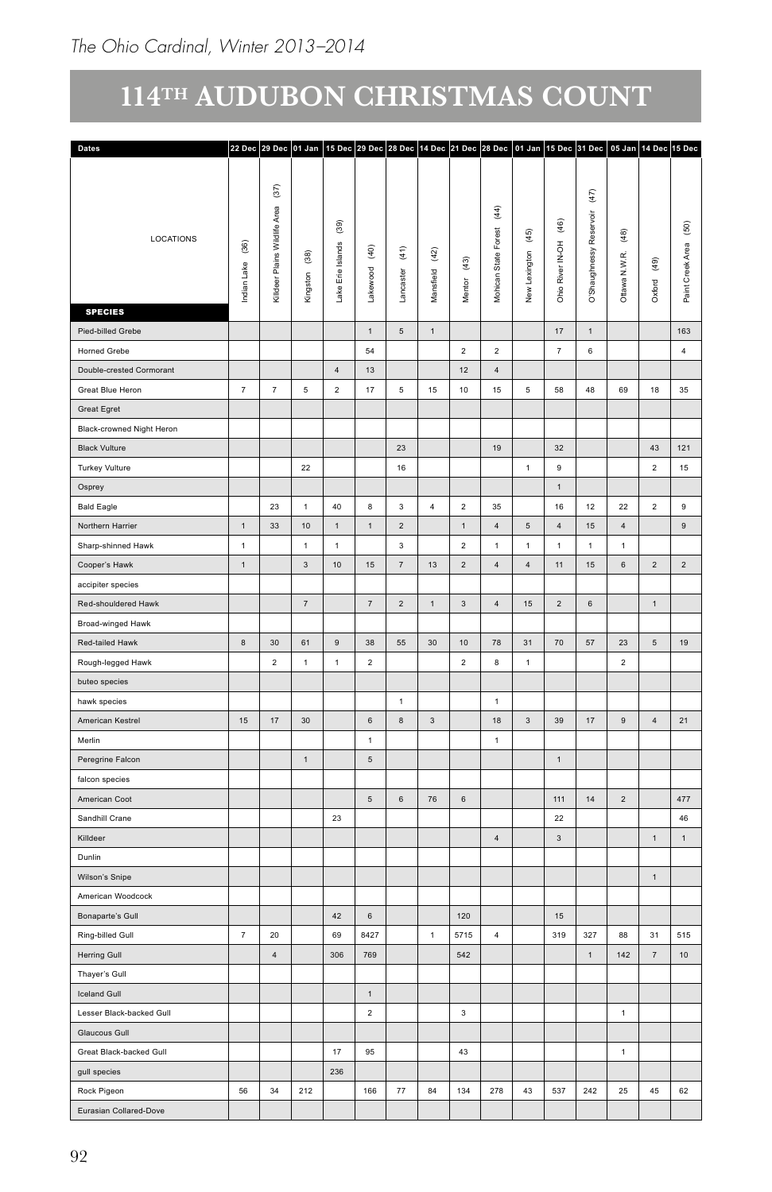# 114TH AUDUBON CHRISTMAS COUNT

| Dates | 22 Dec | 29 Dec | 01 Jan | 15 Dec | 29 Dec | 28 Dec | 14 Dec | 21 Dec | 28 Dec | 01 Jan | 15 Dec | 31 Dec | 05 Jan | 14 Dec | 15 Dec |
|---|---|---|---|---|---|---|---|---|---|---|---|---|---|---|---|
| LOCATIONS / SPECIES | Indian Lake (36) | Killdeer Plains Wildlife Area (37) | Kingston (38) | Lake Erie Islands (39) | Lakewood (40) | Lancaster (41) | Mansfield (42) | Mentor (43) | Mohican State Forest (44) | New Lexington (45) | Ohio River IN-OH (46) | O'Shaughnessy Reservoir (47) | Ottawa N.W.R. (48) | Oxford (49) | Paint Creek Area (50) |
| Pied-billed Grebe | | | | | 1 | 5 | 1 | | | | 17 | 1 | | | 163 |
| Horned Grebe | | | | | 54 | | | 2 | 2 | | 7 | 6 | | | 4 |
| Double-crested Cormorant | | | | 4 | 13 | | | 12 | 4 | | | | | | |
| Great Blue Heron | 7 | 7 | 5 | 2 | 17 | 5 | 15 | 10 | 15 | 5 | 58 | 48 | 69 | 18 | 35 |
| Great Egret | | | | | | | | | | | | | | | |
| Black-crowned Night Heron | | | | | | | | | | | | | | | |
| Black Vulture | | | | | | 23 | | | 19 | | 32 | | | 43 | 121 |
| Turkey Vulture | | | 22 | | | 16 | | | | 1 | 9 | | | 2 | 15 |
| Osprey | | | | | | | | | | | 1 | | | | |
| Bald Eagle | | 23 | 1 | 40 | 8 | 3 | 4 | 2 | 35 | | 16 | 12 | 22 | 2 | 9 |
| Northern Harrier | 1 | 33 | 10 | 1 | 1 | 2 | | 1 | 4 | 5 | 4 | 15 | 4 | | 9 |
| Sharp-shinned Hawk | 1 | | 1 | 1 | | 3 | | 2 | 1 | 1 | 1 | 1 | 1 | | |
| Cooper's Hawk | 1 | | 3 | 10 | 15 | 7 | 13 | 2 | 4 | 4 | 11 | 15 | 6 | 2 | 2 |
| accipiter species | | | | | | | | | | | | | | | |
| Red-shouldered Hawk | | | 7 | | 7 | 2 | 1 | 3 | 4 | 15 | 2 | 6 | | 1 | |
| Broad-winged Hawk | | | | | | | | | | | | | | | |
| Red-tailed Hawk | 8 | 30 | 61 | 9 | 38 | 55 | 30 | 10 | 78 | 31 | 70 | 57 | 23 | 5 | 19 |
| Rough-legged Hawk | | 2 | 1 | 1 | 2 | | | 2 | 8 | 1 | | | 2 | | |
| buteo species | | | | | | | | | | | | | | | |
| hawk species | | | | | | 1 | | | 1 | | | | | | |
| American Kestrel | 15 | 17 | 30 | | 6 | 8 | 3 | | 18 | 3 | 39 | 17 | 9 | 4 | 21 |
| Merlin | | | | | 1 | | | | 1 | | | | | | |
| Peregrine Falcon | | | 1 | | 5 | | | | | | 1 | | | | |
| falcon species | | | | | | | | | | | | | | | |
| American Coot | | | | | 5 | 6 | 76 | 6 | | | 111 | 14 | 2 | | 477 |
| Sandhill Crane | | | | 23 | | | | | | | 22 | | | | 46 |
| Killdeer | | | | | | | | | 4 | | 3 | | | 1 | 1 |
| Dunlin | | | | | | | | | | | | | | | |
| Wilson's Snipe | | | | | | | | | | | | | | 1 | |
| American Woodcock | | | | | | | | | | | | | | | |
| Bonaparte's Gull | | | | 42 | 6 | | | 120 | | | 15 | | | | |
| Ring-billed Gull | 7 | 20 | | 69 | 8427 | | 1 | 5715 | 4 | | 319 | 327 | 88 | 31 | 515 |
| Herring Gull | | 4 | | 306 | 769 | | | 542 | | | | 1 | 142 | 7 | 10 |
| Thayer's Gull | | | | | | | | | | | | | | | |
| Iceland Gull | | | | | 1 | | | | | | | | | | |
| Lesser Black-backed Gull | | | | | 2 | | | 3 | | | | | 1 | | |
| Glaucous Gull | | | | | | | | | | | | | | | |
| Great Black-backed Gull | | | | 17 | 95 | | | 43 | | | | | 1 | | |
| gull species | | | | 236 | | | | | | | | | | | |
| Rock Pigeon | 56 | 34 | 212 | | 166 | 77 | 84 | 134 | 278 | 43 | 537 | 242 | 25 | 45 | 62 |
| Eurasian Collared-Dove | | | | | | | | | | | | | | | |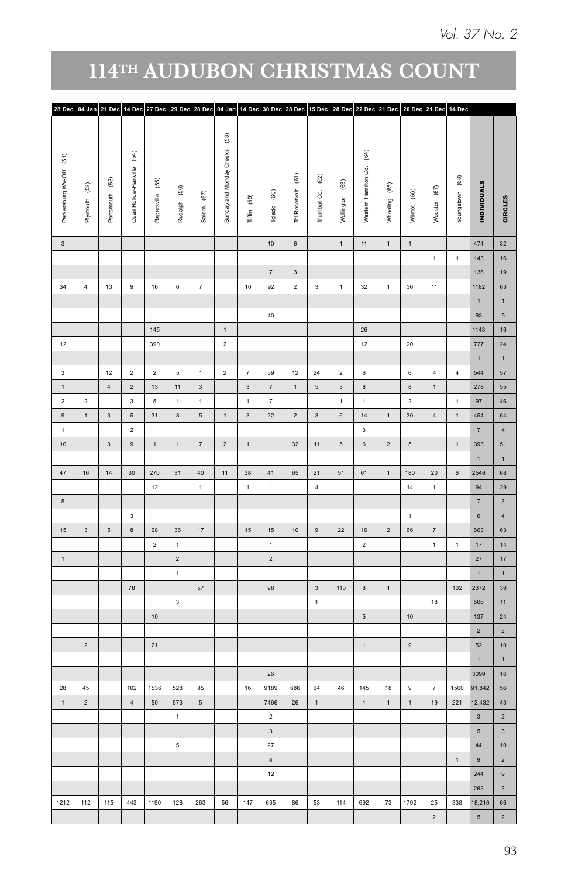# 114TH AUDUBON CHRISTMAS COUNT

| 28 Dec | 04 Jan | 21 Dec | 14 Dec | 27 Dec | 29 Dec | 28 Dec | 04 Jan | 14 Dec | 30 Dec | 28 Dec | 15 Dec | 28 Dec | 22 Dec | 21 Dec | 20 Dec | 21 Dec | 14 Dec | | |
|---|---|---|---|---|---|---|---|---|---|---|---|---|---|---|---|---|---|---|---|
| Parkersburg WV-OH (51) | Plymouth (52) | Portsmouth (53) | Quail Hollow-Hartville (54) | Ragersville (55) | Rudolph (56) | Salem (57) | Sunday and Monday Creeks (58) | Tiffin (59) | Toledo (60) | Tri-Reservoir (61) | Trumbull Co. (62) | Wellington (63) | Western Hamilton Co. (64) | Wheeling (65) | Wilmot (66) | Wooster (67) | Youngstown (68) | **INDIVIDUALS** | **CIRCLES** |
| 3 | | | | | | | | | 10 | 6 | | 1 | 11 | 1 | 1 | | | 474 | 32 |
| | | | | | | | | | | | | | | | | 1 | 1 | 143 | 16 |
| | | | | | | | | | 7 | 3 | | | | | | | | 136 | 19 |
| 34 | 4 | 13 | 9 | 16 | 6 | 7 | | 10 | 92 | 2 | 3 | 1 | 32 | 1 | 36 | 11 | | 1182 | 63 |
| | | | | | | | | | | | | | | | | | | 1 | 1 |
| | | | | | | | | | 40 | | | | | | | | | 93 | 5 |
| | | | | 145 | | | 1 | | | | | | 26 | | | | | 1143 | 16 |
| 12 | | | | 390 | | | 2 | | | | | | 12 | | 20 | | | 727 | 24 |
| | | | | | | | | | | | | | | | | | | 1 | 1 |
| 3 | | 12 | 2 | 2 | 5 | 1 | 2 | 7 | 59 | 12 | 24 | 2 | 6 | | 6 | 4 | 4 | 544 | 57 |
| 1 | | 4 | 2 | 13 | 11 | 3 | | 3 | 7 | 1 | 5 | 3 | 8 | | 8 | 1 | | 278 | 55 |
| 2 | 2 | | 3 | 5 | 1 | 1 | | 1 | 7 | | | 1 | 1 | | 2 | | 1 | 97 | 46 |
| 9 | 1 | 3 | 5 | 31 | 8 | 5 | 1 | 3 | 22 | 2 | 3 | 6 | 14 | 1 | 30 | 4 | 1 | 454 | 64 |
| 1 | | | 2 | | | | | | | | | | 3 | | | | | 7 | 4 |
| 10 | | 3 | 9 | 1 | 1 | 7 | 2 | 1 | | 32 | 11 | 5 | 6 | 2 | 5 | | 1 | 393 | 51 |
| | | | | | | | | | | | | | | | | | | 1 | 1 |
| 47 | 16 | 14 | 30 | 270 | 31 | 40 | 11 | 38 | 41 | 65 | 21 | 51 | 61 | 1 | 180 | 20 | 6 | 2546 | 68 |
| | | 1 | | 12 | | 1 | | 1 | 1 | | 4 | | | | 14 | 1 | | 94 | 29 |
| 5 | | | | | | | | | | | | | | | | | | 7 | 3 |
| | | | 3 | | | | | | | | | | | | 1 | | | 6 | 4 |
| 15 | 3 | 5 | 8 | 68 | 36 | 17 | | 15 | 15 | 10 | 9 | 22 | 16 | 2 | 66 | 7 | | 863 | 63 |
| | | | | 2 | 1 | | | | 1 | | | | 2 | | | 1 | 1 | 17 | 14 |
| 1 | | | | | 2 | | | | 2 | | | | | | | | | 27 | 17 |
| | | | | | 1 | | | | | | | | | | | | | 1 | 1 |
| | | | 78 | | | 57 | | | 98 | | 3 | 110 | 8 | 1 | | | 102 | 2372 | 39 |
| | | | | | 3 | | | | | | 1 | | | | | 18 | | 506 | 11 |
| | | | | 10 | | | | | | | | | 5 | | 10 | | | 137 | 24 |
| | | | | | | | | | | | | | | | | | | 2 | 2 |
| | 2 | | | 21 | | | | | | | | | 1 | | 9 | | | 52 | 10 |
| | | | | | | | | | | | | | | | | | | 1 | 1 |
| | | | | | | | | | 26 | | | | | | | | | 3099 | 16 |
| 28 | 45 | | 102 | 1536 | 528 | 85 | | 16 | 9189 | 686 | 64 | 46 | 145 | 18 | 9 | 7 | 1500 | 91,842 | 56 |
| 1 | 2 | | 4 | 50 | 573 | 5 | | | 7466 | 26 | 1 | | 1 | 1 | 1 | 19 | 221 | 12,432 | 43 |
| | | | | | 1 | | | | 2 | | | | | | | | | 3 | 2 |
| | | | | | | | | | 3 | | | | | | | | | 5 | 3 |
| | | | | | 5 | | | | 27 | | | | | | | | | 44 | 10 |
| | | | | | | | | | 8 | | | | | | | | 1 | 9 | 2 |
| | | | | | | | | | 12 | | | | | | | | | 244 | 9 |
| | | | | | | | | | | | | | | | | | | 263 | 3 |
| 1212 | 112 | 115 | 443 | 1190 | 128 | 263 | 56 | 147 | 635 | 86 | 53 | 114 | 692 | 73 | 1792 | 25 | 338 | 18,216 | 66 |
| | | | | | | | | | | | | | | | | 2 | | 5 | 2 |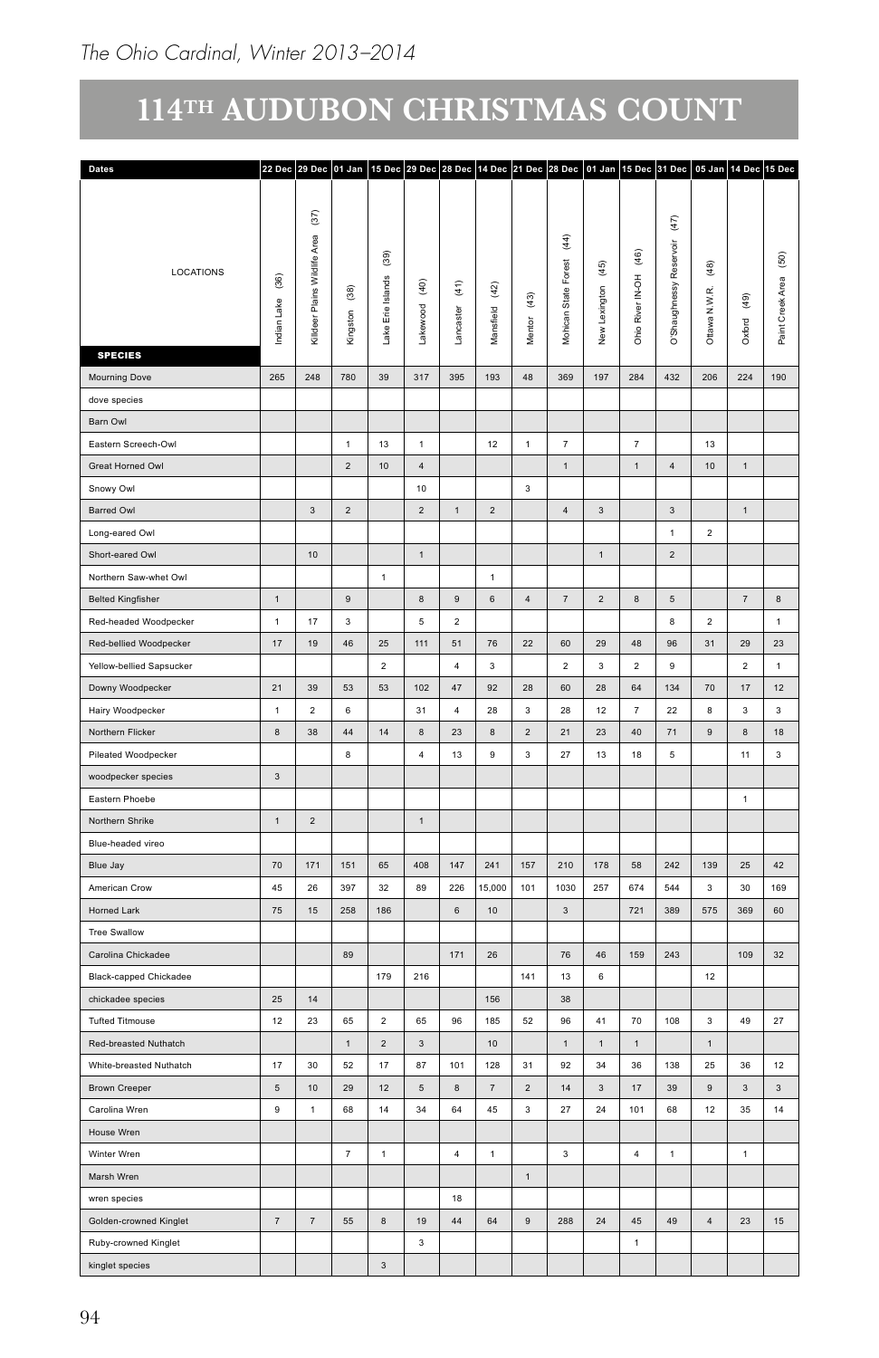# 114TH AUDUBON CHRISTMAS COUNT

| Dates | 22 Dec | 29 Dec | 01 Jan | 15 Dec | 29 Dec | 28 Dec | 14 Dec | 21 Dec | 28 Dec | 01 Jan | 15 Dec | 31 Dec | 05 Jan | 14 Dec | 15 Dec |
|---|---|---|---|---|---|---|---|---|---|---|---|---|---|---|---|
| LOCATIONS / SPECIES | Indian Lake (36) | Killdeer Plains Wildlife Area (37) | Kingston (38) | Lake Erie Islands (39) | Lakewood (40) | Lancaster (41) | Mansfield (42) | Mentor (43) | Mohican State Forest (44) | New Lexington (45) | Ohio River IN-OH (46) | O'Shaughnessy Reservoir (47) | Ottawa N.W.R. (48) | Oxford (49) | Paint Creek Area (50) |
| Mourning Dove | 265 | 248 | 780 | 39 | 317 | 395 | 193 | 48 | 369 | 197 | 284 | 432 | 206 | 224 | 190 |
| dove species | | | | | | | | | | | | | | | |
| Barn Owl | | | | | | | | | | | | | | | |
| Eastern Screech-Owl | | | 1 | 13 | 1 | | 12 | 1 | 7 | | 7 | | 13 | | |
| Great Horned Owl | | | 2 | 10 | 4 | | | | 1 | | 1 | 4 | 10 | 1 | |
| Snowy Owl | | | | | 10 | | | 3 | | | | | | | |
| Barred Owl | | 3 | 2 | | 2 | 1 | 2 | | 4 | 3 | | 3 | | 1 | |
| Long-eared Owl | | | | | | | | | | | | 1 | 2 | | |
| Short-eared Owl | | 10 | | | 1 | | | | | 1 | | 2 | | | |
| Northern Saw-whet Owl | | | | 1 | | | 1 | | | | | | | | |
| Belted Kingfisher | 1 | | 9 | | 8 | 9 | 6 | 4 | 7 | 2 | 8 | 5 | | 7 | 8 |
| Red-headed Woodpecker | 1 | 17 | 3 | | 5 | 2 | | | | | | 8 | 2 | | 1 |
| Red-bellied Woodpecker | 17 | 19 | 46 | 25 | 111 | 51 | 76 | 22 | 60 | 29 | 48 | 96 | 31 | 29 | 23 |
| Yellow-bellied Sapsucker | | | | 2 | | 4 | 3 | | 2 | 3 | 2 | 9 | | 2 | 1 |
| Downy Woodpecker | 21 | 39 | 53 | 53 | 102 | 47 | 92 | 28 | 60 | 28 | 64 | 134 | 70 | 17 | 12 |
| Hairy Woodpecker | 1 | 2 | 6 | | 31 | 4 | 28 | 3 | 28 | 12 | 7 | 22 | 8 | 3 | 3 |
| Northern Flicker | 8 | 38 | 44 | 14 | 8 | 23 | 8 | 2 | 21 | 23 | 40 | 71 | 9 | 8 | 18 |
| Pileated Woodpecker | | | 8 | | 4 | 13 | 9 | 3 | 27 | 13 | 18 | 5 | | 11 | 3 |
| woodpecker species | 3 | | | | | | | | | | | | | | |
| Eastern Phoebe | | | | | | | | | | | | | | 1 | |
| Northern Shrike | 1 | 2 | | | 1 | | | | | | | | | | |
| Blue-headed vireo | | | | | | | | | | | | | | | |
| Blue Jay | 70 | 171 | 151 | 65 | 408 | 147 | 241 | 157 | 210 | 178 | 58 | 242 | 139 | 25 | 42 |
| American Crow | 45 | 26 | 397 | 32 | 89 | 226 | 15,000 | 101 | 1030 | 257 | 674 | 544 | 3 | 30 | 169 |
| Horned Lark | 75 | 15 | 258 | 186 | | 6 | 10 | | 3 | | 721 | 389 | 575 | 369 | 60 |
| Tree Swallow | | | | | | | | | | | | | | | |
| Carolina Chickadee | | | 89 | | | 171 | 26 | | 76 | 46 | 159 | 243 | | 109 | 32 |
| Black-capped Chickadee | | | | 179 | 216 | | | 141 | 13 | 6 | | | 12 | | |
| chickadee species | 25 | 14 | | | | | 156 | | 38 | | | | | | |
| Tufted Titmouse | 12 | 23 | 65 | 2 | 65 | 96 | 185 | 52 | 96 | 41 | 70 | 108 | 3 | 49 | 27 |
| Red-breasted Nuthatch | | | 1 | 2 | 3 | | 10 | | 1 | 1 | 1 | | 1 | | |
| White-breasted Nuthatch | 17 | 30 | 52 | 17 | 87 | 101 | 128 | 31 | 92 | 34 | 36 | 138 | 25 | 36 | 12 |
| Brown Creeper | 5 | 10 | 29 | 12 | 5 | 8 | 7 | 2 | 14 | 3 | 17 | 39 | 9 | 3 | 3 |
| Carolina Wren | 9 | 1 | 68 | 14 | 34 | 64 | 45 | 3 | 27 | 24 | 101 | 68 | 12 | 35 | 14 |
| House Wren | | | | | | | | | | | | | | | |
| Winter Wren | | | 7 | 1 | | 4 | 1 | | 3 | | 4 | 1 | | 1 | |
| Marsh Wren | | | | | | | | 1 | | | | | | | |
| wren species | | | | | | 18 | | | | | | | | | |
| Golden-crowned Kinglet | 7 | 7 | 55 | 8 | 19 | 44 | 64 | 9 | 288 | 24 | 45 | 49 | 4 | 23 | 15 |
| Ruby-crowned Kinglet | | | | | 3 | | | | | | 1 | | | | |
| kinglet species | | | | 3 | | | | | | | | | | | |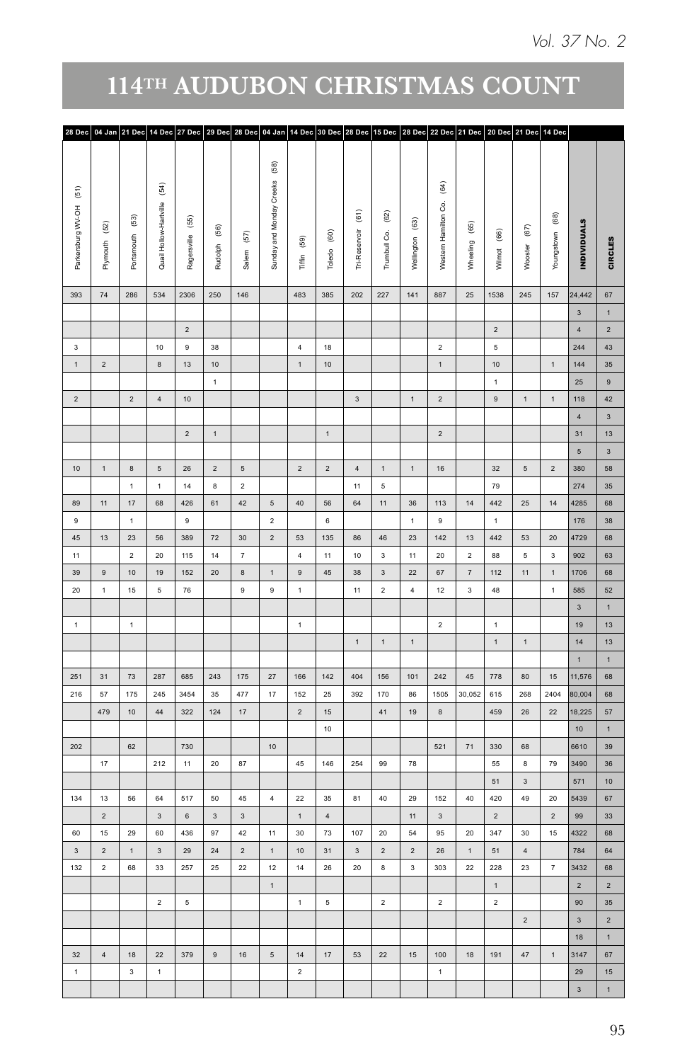# 114TH AUDUBON CHRISTMAS COUNT

| Parkersburg WV-OH (51) | Plymouth (52) | Portsmouth (53) | Quail Hollow-Hartville (54) | Ragersville (55) | Rudolph (56) | Salem (57) | Sunday and Monday Creeks (58) | Tiffin (59) | Toledo (60) | Tri-Reservoir (61) | Trumbull Co. (62) | Wellington (63) | Western Hamilton Co. (64) | Wheeling (65) | Wilmot (66) | Wooster (67) | Youngstown (68) | INDIVIDUALS | CIRCLES |
|---|---|---|---|---|---|---|---|---|---|---|---|---|---|---|---|---|---|---|---|
| 28 Dec | 04 Jan | 21 Dec | 14 Dec | 27 Dec | 29 Dec | 28 Dec | 04 Jan | 14 Dec | 30 Dec | 28 Dec | 15 Dec | 28 Dec | 22 Dec | 21 Dec | 20 Dec | 21 Dec | 14 Dec | | |
| 393 | 74 | 286 | 534 | 2306 | 250 | 146 | | 483 | 385 | 202 | 227 | 141 | 887 | 25 | 1538 | 245 | 157 | 24,442 | 67 |
| | | | | | | | | | | | | | | | | | | 3 | 1 |
| | | | | 2 | | | | | | | | | | | 2 | | | 4 | 2 |
| 3 | | | 10 | 9 | 38 | | | 4 | 18 | | | | 2 | | 5 | | | 244 | 43 |
| 1 | 2 | | 8 | 13 | 10 | | | 1 | 10 | | | | 1 | | 10 | | 1 | 144 | 35 |
| | | | | | 1 | | | | | | | | | | 1 | | | 25 | 9 |
| 2 | | 2 | 4 | 10 | | | | | | 3 | | 1 | 2 | | 9 | 1 | 1 | 118 | 42 |
| | | | | | | | | | | | | | | | | | | 4 | 3 |
| | | | | 2 | 1 | | | | 1 | | | | 2 | | | | | 31 | 13 |
| | | | | | | | | | | | | | | | | | | 5 | 3 |
| 10 | 1 | 8 | 5 | 26 | 2 | 5 | | 2 | 2 | 4 | 1 | 1 | 16 | | 32 | 5 | 2 | 380 | 58 |
| | | 1 | 1 | 14 | 8 | 2 | | | | 11 | 5 | | | | 79 | | | 274 | 35 |
| 89 | 11 | 17 | 68 | 426 | 61 | 42 | 5 | 40 | 56 | 64 | 11 | 36 | 113 | 14 | 442 | 25 | 14 | 4285 | 68 |
| 9 | | 1 | | 9 | | | 2 | | 6 | | | 1 | 9 | | 1 | | | 176 | 38 |
| 45 | 13 | 23 | 56 | 389 | 72 | 30 | 2 | 53 | 135 | 86 | 46 | 23 | 142 | 13 | 442 | 53 | 20 | 4729 | 68 |
| 11 | | 2 | 20 | 115 | 14 | 7 | | 4 | 11 | 10 | 3 | 11 | 20 | 2 | 88 | 5 | 3 | 902 | 63 |
| 39 | 9 | 10 | 19 | 152 | 20 | 8 | 1 | 9 | 45 | 38 | 3 | 22 | 67 | 7 | 112 | 11 | 1 | 1706 | 68 |
| 20 | 1 | 15 | 5 | 76 | | 9 | 9 | 1 | | 11 | 2 | 4 | 12 | 3 | 48 | | 1 | 585 | 52 |
| | | | | | | | | | | | | | | | | | | 3 | 1 |
| 1 | | 1 | | | | | | 1 | | | | | 2 | | 1 | | | 19 | 13 |
| | | | | | | | | | | 1 | 1 | 1 | | | 1 | 1 | | 14 | 13 |
| | | | | | | | | | | | | | | | | | | 1 | 1 |
| 251 | 31 | 73 | 287 | 685 | 243 | 175 | 27 | 166 | 142 | 404 | 156 | 101 | 242 | 45 | 778 | 80 | 15 | 11,576 | 68 |
| 216 | 57 | 175 | 245 | 3454 | 35 | 477 | 17 | 152 | 25 | 392 | 170 | 86 | 1505 | 30,052 | 615 | 268 | 2404 | 80,004 | 68 |
| | 479 | 10 | 44 | 322 | 124 | 17 | | 2 | 15 | | 41 | 19 | 8 | | 459 | 26 | 22 | 18,225 | 57 |
| | | | | | | | | | 10 | | | | | | | | | 10 | 1 |
| 202 | | 62 | | 730 | | | 10 | | | | | | 521 | 71 | 330 | 68 | | 6610 | 39 |
| | 17 | | 212 | 11 | 20 | 87 | | 45 | 146 | 254 | 99 | 78 | | | 55 | 8 | 79 | 3490 | 36 |
| | | | | | | | | | | | | | | | 51 | 3 | | 571 | 10 |
| 134 | 13 | 56 | 64 | 517 | 50 | 45 | 4 | 22 | 35 | 81 | 40 | 29 | 152 | 40 | 420 | 49 | 20 | 5439 | 67 |
| | 2 | | 3 | 6 | 3 | 3 | | 1 | 4 | | | 11 | 3 | | 2 | | 2 | 99 | 33 |
| 60 | 15 | 29 | 60 | 436 | 97 | 42 | 11 | 30 | 73 | 107 | 20 | 54 | 95 | 20 | 347 | 30 | 15 | 4322 | 68 |
| 3 | 2 | 1 | 3 | 29 | 24 | 2 | 1 | 10 | 31 | 3 | 2 | 2 | 26 | 1 | 51 | 4 | | 784 | 64 |
| 132 | 2 | 68 | 33 | 257 | 25 | 22 | 12 | 14 | 26 | 20 | 8 | 3 | 303 | 22 | 228 | 23 | 7 | 3432 | 68 |
| | | | | | | | 1 | | | | | | | | 1 | | | 2 | 2 |
| | | | 2 | 5 | | | | 1 | 5 | | 2 | | 2 | | 2 | | | 90 | 35 |
| | | | | | | | | | | | | | | | | 2 | | 3 | 2 |
| | | | | | | | | | | | | | | | | | | 18 | 1 |
| 32 | 4 | 18 | 22 | 379 | 9 | 16 | 5 | 14 | 17 | 53 | 22 | 15 | 100 | 18 | 191 | 47 | 1 | 3147 | 67 |
| 1 | | 3 | 1 | | | | | 2 | | | | | 1 | | | | | 29 | 15 |
| | | | | | | | | | | | | | | | | | | 3 | 1 |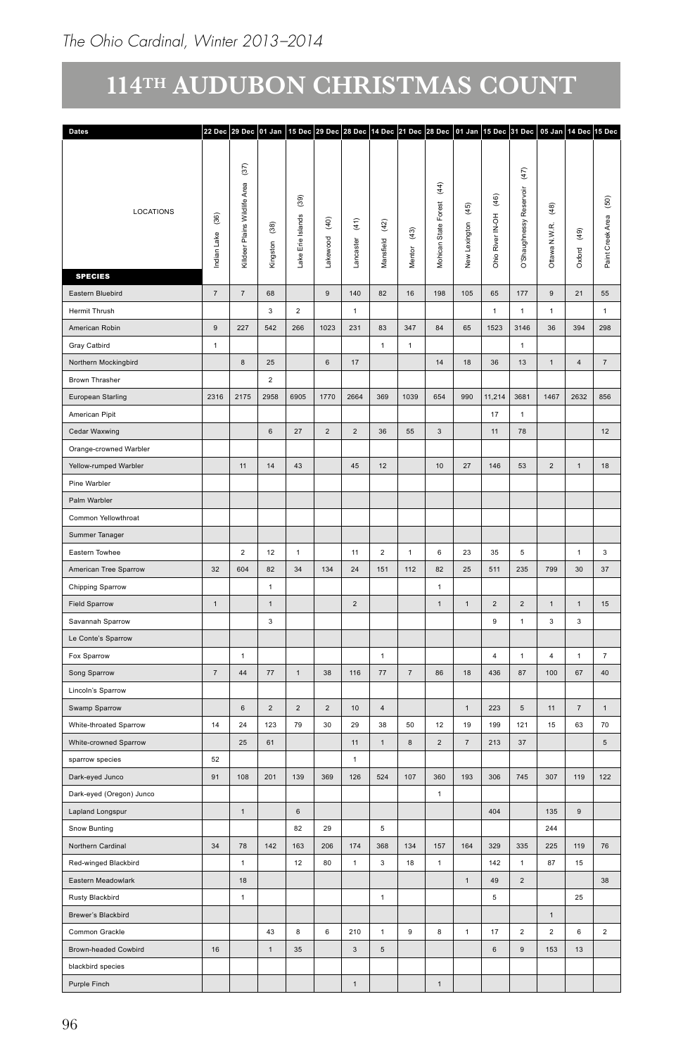# 114TH AUDUBON CHRISTMAS COUNT

| Dates | 22 Dec | 29 Dec | 01 Jan | 15 Dec | 29 Dec | 28 Dec | 14 Dec | 21 Dec | 28 Dec | 01 Jan | 15 Dec | 31 Dec | 05 Jan | 14 Dec | 15 Dec |
|---|---|---|---|---|---|---|---|---|---|---|---|---|---|---|---|
| LOCATIONS / SPECIES | Indian Lake (36) | Killdeer Plains Wildlife Area (37) | Kingston (38) | Lake Erie Islands (39) | Lakewood (40) | Lancaster (41) | Mansfield (42) | Mentor (43) | Mohican State Forest (44) | New Lexington (45) | Ohio River IN-OH (46) | O'Shaughnessy Reservoir (47) | Ottawa N.W.R. (48) | Oxford (49) | Paint Creek Area (50) |
| Eastern Bluebird | 7 | 7 | 68 | | 9 | 140 | 82 | 16 | 198 | 105 | 65 | 177 | 9 | 21 | 55 |
| Hermit Thrush | | | 3 | 2 | | 1 | | | | | 1 | 1 | 1 | | 1 |
| American Robin | 9 | 227 | 542 | 266 | 1023 | 231 | 83 | 347 | 84 | 65 | 1523 | 3146 | 36 | 394 | 298 |
| Gray Catbird | 1 | | | | | | 1 | 1 | | | | 1 | | | |
| Northern Mockingbird | | 8 | 25 | | 6 | 17 | | | 14 | 18 | 36 | 13 | 1 | 4 | 7 |
| Brown Thrasher | | | 2 | | | | | | | | | | | | |
| European Starling | 2316 | 2175 | 2958 | 6905 | 1770 | 2664 | 369 | 1039 | 654 | 990 | 11,214 | 3681 | 1467 | 2632 | 856 |
| American Pipit | | | | | | | | | | | 17 | 1 | | | |
| Cedar Waxwing | | | 6 | 27 | 2 | 2 | 36 | 55 | 3 | | 11 | 78 | | | 12 |
| Orange-crowned Warbler | | | | | | | | | | | | | | | |
| Yellow-rumped Warbler | | 11 | 14 | 43 | | 45 | 12 | | 10 | 27 | 146 | 53 | 2 | 1 | 18 |
| Pine Warbler | | | | | | | | | | | | | | | |
| Palm Warbler | | | | | | | | | | | | | | | |
| Common Yellowthroat | | | | | | | | | | | | | | | |
| Summer Tanager | | | | | | | | | | | | | | | |
| Eastern Towhee | | 2 | 12 | 1 | | 11 | 2 | 1 | 6 | 23 | 35 | 5 | | 1 | 3 |
| American Tree Sparrow | 32 | 604 | 82 | 34 | 134 | 24 | 151 | 112 | 82 | 25 | 511 | 235 | 799 | 30 | 37 |
| Chipping Sparrow | | | 1 | | | | | | 1 | | | | | | |
| Field Sparrow | 1 | | 1 | | | 2 | | | 1 | 1 | 2 | 2 | 1 | 1 | 15 |
| Savannah Sparrow | | | 3 | | | | | | | | 9 | 1 | 3 | 3 | |
| Le Conte's Sparrow | | | | | | | | | | | | | | | |
| Fox Sparrow | | 1 | | | | | 1 | | | | 4 | 1 | 4 | 1 | 7 |
| Song Sparrow | 7 | 44 | 77 | 1 | 38 | 116 | 77 | 7 | 86 | 18 | 436 | 87 | 100 | 67 | 40 |
| Lincoln's Sparrow | | | | | | | | | | | | | | | |
| Swamp Sparrow | | 6 | 2 | 2 | 2 | 10 | 4 | | | 1 | 223 | 5 | 11 | 7 | 1 |
| White-throated Sparrow | 14 | 24 | 123 | 79 | 30 | 29 | 38 | 50 | 12 | 19 | 199 | 121 | 15 | 63 | 70 |
| White-crowned Sparrow | | 25 | 61 | | | 11 | 1 | 8 | 2 | 7 | 213 | 37 | | | 5 |
| sparrow species | 52 | | | | | 1 | | | | | | | | | |
| Dark-eyed Junco | 91 | 108 | 201 | 139 | 369 | 126 | 524 | 107 | 360 | 193 | 306 | 745 | 307 | 119 | 122 |
| Dark-eyed (Oregon) Junco | | | | | | | | | 1 | | | | | | |
| Lapland Longspur | | 1 | | 6 | | | | | | | 404 | | 135 | 9 | |
| Snow Bunting | | | | 82 | 29 | | 5 | | | | | | 244 | | |
| Northern Cardinal | 34 | 78 | 142 | 163 | 206 | 174 | 368 | 134 | 157 | 164 | 329 | 335 | 225 | 119 | 76 |
| Red-winged Blackbird | | 1 | | 12 | 80 | 1 | 3 | 18 | 1 | | 142 | 1 | 87 | 15 | |
| Eastern Meadowlark | | 18 | | | | | | | | 1 | 49 | 2 | | | 38 |
| Rusty Blackbird | | 1 | | | | | 1 | | | | 5 | | | 25 | |
| Brewer's Blackbird | | | | | | | | | | | | | 1 | | |
| Common Grackle | | | 43 | 8 | 6 | 210 | 1 | 9 | 8 | 1 | 17 | 2 | 2 | 6 | 2 |
| Brown-headed Cowbird | 16 | | 1 | 35 | | 3 | 5 | | | | 6 | 9 | 153 | 13 | |
| blackbird species | | | | | | | | | | | | | | | |
| Purple Finch | | | | | | 1 | | | 1 | | | | | | |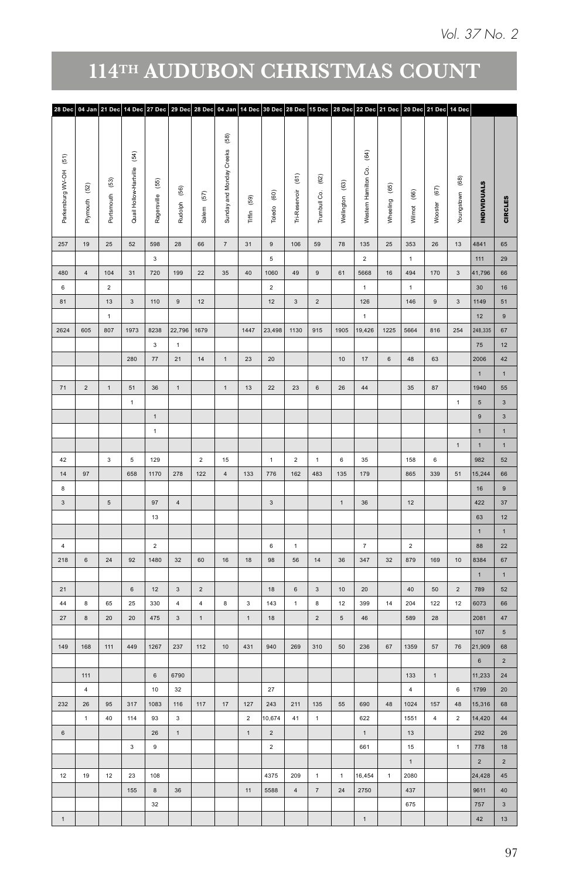# 114TH AUDUBON CHRISTMAS COUNT

| 28 Dec | 04 Jan | 21 Dec | 14 Dec | 27 Dec | 29 Dec | 28 Dec | 04 Jan | 14 Dec | 30 Dec | 28 Dec | 15 Dec | 28 Dec | 22 Dec | 21 Dec | 20 Dec | 21 Dec | 14 Dec | | |
|---|---|---|---|---|---|---|---|---|---|---|---|---|---|---|---|---|---|---|---|
| Parkersburg WV-OH (51) | Plymouth (52) | Portsmouth (53) | Quail Hollow-Hartville (54) | Ragersville (55) | Rudolph (56) | Salem (57) | Sunday and Monday Creeks (58) | Tiffin (59) | Toledo (60) | Tri-Reservoir (61) | Trumbull Co. (62) | Wellington (63) | Western Hamilton Co. (64) | Wheeling (65) | Wilmot (66) | Wooster (67) | Youngstown (68) | **INDIVIDUALS** | **CIRCLES** |
| 257 | 19 | 25 | 52 | 598 | 28 | 66 | 7 | 31 | 9 | 106 | 59 | 78 | 135 | 25 | 353 | 26 | 13 | 4841 | 65 |
| | | | | 3 | | | | | 5 | | | | 2 | | 1 | | | 111 | 29 |
| 480 | 4 | 104 | 31 | 720 | 199 | 22 | 35 | 40 | 1060 | 49 | 9 | 61 | 5668 | 16 | 494 | 170 | 3 | 41,796 | 66 |
| 6 | | 2 | | | | | | | 2 | | | | 1 | | 1 | | | 30 | 16 |
| 81 | | 13 | 3 | 110 | 9 | 12 | | | 12 | 3 | 2 | | 126 | | 146 | 9 | 3 | 1149 | 51 |
| | | 1 | | | | | | | | | | | 1 | | | | | 12 | 9 |
| 2624 | 605 | 807 | 1973 | 8238 | 22,796 | 1679 | | 1447 | 23,498 | 1130 | 915 | 1905 | 19,426 | 1225 | 5664 | 816 | 254 | 248,335 | 67 |
| | | | | 3 | 1 | | | | | | | | | | | | | 75 | 12 |
| | | | 280 | 77 | 21 | 14 | 1 | 23 | 20 | | | 10 | 17 | 6 | 48 | 63 | | 2006 | 42 |
| | | | | | | | | | | | | | | | | | | 1 | 1 |
| 71 | 2 | 1 | 51 | 36 | 1 | | 1 | 13 | 22 | 23 | 6 | 26 | 44 | | 35 | 87 | | 1940 | 55 |
| | | | 1 | | | | | | | | | | | | | | 1 | 5 | 3 |
| | | | | 1 | | | | | | | | | | | | | | 9 | 3 |
| | | | | 1 | | | | | | | | | | | | | | 1 | 1 |
| | | | | | | | | | | | | | | | | | 1 | 1 | 1 |
| 42 | | 3 | 5 | 129 | | 2 | 15 | | 1 | 2 | 1 | 6 | 35 | | 158 | 6 | | 982 | 52 |
| 14 | 97 | | 658 | 1170 | 278 | 122 | 4 | 133 | 776 | 162 | 483 | 135 | 179 | | 865 | 339 | 51 | 15,244 | 66 |
| 8 | | | | | | | | | | | | | | | | | | 16 | 9 |
| 3 | | 5 | | 97 | 4 | | | | 3 | | | 1 | 36 | | 12 | | | 422 | 37 |
| | | | | 13 | | | | | | | | | | | | | | 63 | 12 |
| | | | | | | | | | | | | | | | | | | 1 | 1 |
| 4 | | | | 2 | | | | | 6 | 1 | | | 7 | | 2 | | | 88 | 22 |
| 218 | 6 | 24 | 92 | 1480 | 32 | 60 | 16 | 18 | 98 | 56 | 14 | 36 | 347 | 32 | 879 | 169 | 10 | 8384 | 67 |
| | | | | | | | | | | | | | | | | | | 1 | 1 |
| 21 | | | 6 | 12 | 3 | 2 | | | 18 | 6 | 3 | 10 | 20 | | 40 | 50 | 2 | 789 | 52 |
| 44 | 8 | 65 | 25 | 330 | 4 | 4 | 8 | 3 | 143 | 1 | 8 | 12 | 399 | 14 | 204 | 122 | 12 | 6073 | 66 |
| 27 | 8 | 20 | 20 | 475 | 3 | 1 | | 1 | 18 | | 2 | 5 | 46 | | 589 | 28 | | 2081 | 47 |
| | | | | | | | | | | | | | | | | | | 107 | 5 |
| 149 | 168 | 111 | 449 | 1267 | 237 | 112 | 10 | 431 | 940 | 269 | 310 | 50 | 236 | 67 | 1359 | 57 | 76 | 21,909 | 68 |
| | | | | | | | | | | | | | | | | | | 6 | 2 |
| | 111 | | | 6 | 6790 | | | | | | | | | | 133 | 1 | | 11,233 | 24 |
| | 4 | | | 10 | 32 | | | | 27 | | | | | | 4 | | 6 | 1799 | 20 |
| 232 | 26 | 95 | 317 | 1083 | 116 | 117 | 17 | 127 | 243 | 211 | 135 | 55 | 690 | 48 | 1024 | 157 | 48 | 15,316 | 68 |
| | 1 | 40 | 114 | 93 | 3 | | | 2 | 10,674 | 41 | 1 | | 622 | | 1551 | 4 | 2 | 14,420 | 44 |
| 6 | | | | 26 | 1 | | | 1 | 2 | | | | 1 | | 13 | | | 292 | 26 |
| | | | 3 | 9 | | | | | 2 | | | | 661 | | 15 | | 1 | 778 | 18 |
| | | | | | | | | | | | | | | | 1 | | | 2 | 2 |
| 12 | 19 | 12 | 23 | 108 | | | | | 4375 | 209 | 1 | 1 | 16,454 | 1 | 2080 | | | 24,428 | 45 |
| | | | 155 | 8 | 36 | | | 11 | 5588 | 4 | 7 | 24 | 2750 | | 437 | | | 9611 | 40 |
| | | | | 32 | | | | | | | | | | | 675 | | | 757 | 3 |
| 1 | | | | | | | | | | | | | 1 | | | | | 42 | 13 |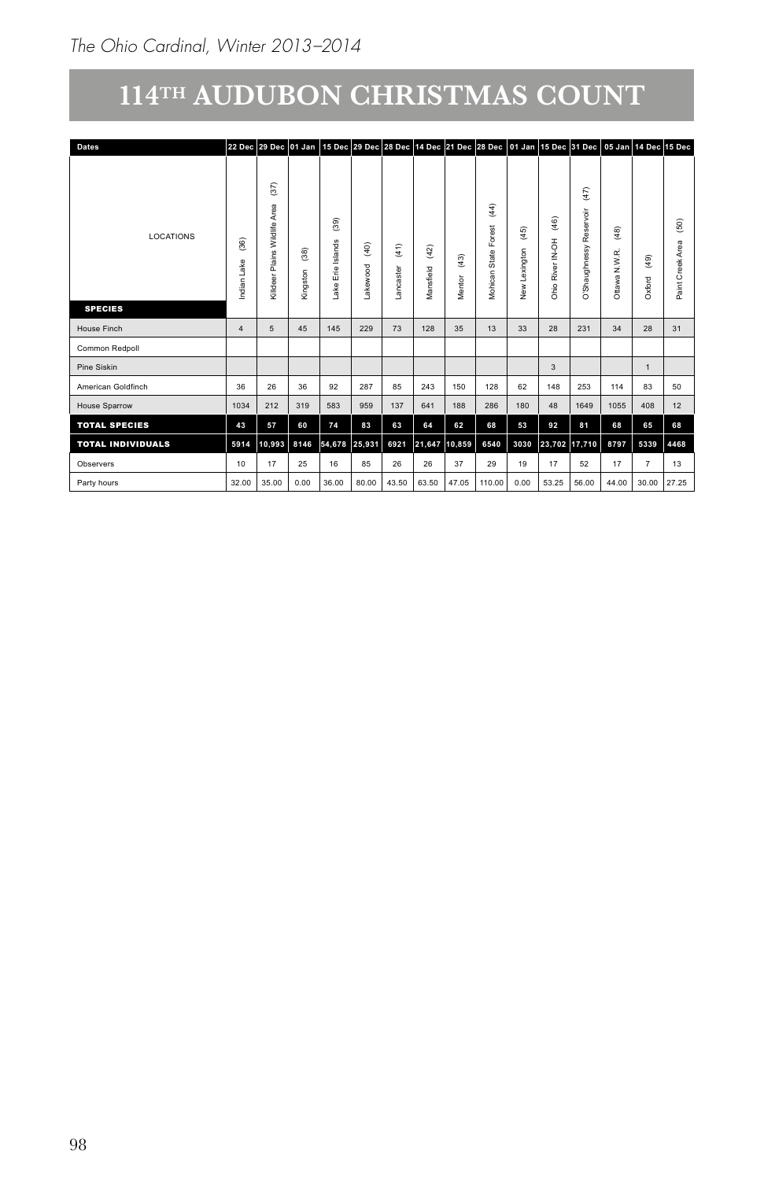# 114TH AUDUBON CHRISTMAS COUNT

| Dates | 22 Dec | 29 Dec | 01 Jan | 15 Dec | 29 Dec | 28 Dec | 14 Dec | 21 Dec | 28 Dec | 01 Jan | 15 Dec | 31 Dec | 05 Jan | 14 Dec | 15 Dec |
|---|---|---|---|---|---|---|---|---|---|---|---|---|---|---|---|
| LOCATIONS / SPECIES | Indian Lake (36) | Killdeer Plains Wildlife Area (37) | Kingston (38) | Lake Erie Islands (39) | Lakewood (40) | Lancaster (41) | Mansfield (42) | Mentor (43) | Mohican State Forest (44) | New Lexington (45) | Ohio River IN-OH (46) | O'Shaughnessy Reservoir (47) | Ottawa N.W.R. (48) | Oxford (49) | Paint Creek Area (50) |
| House Finch | 4 | 5 | 45 | 145 | 229 | 73 | 128 | 35 | 13 | 33 | 28 | 231 | 34 | 28 | 31 |
| Common Redpoll | | | | | | | | | | | | | | | |
| Pine Siskin | | | | | | | | | | | 3 | | | 1 | |
| American Goldfinch | 36 | 26 | 36 | 92 | 287 | 85 | 243 | 150 | 128 | 62 | 148 | 253 | 114 | 83 | 50 |
| House Sparrow | 1034 | 212 | 319 | 583 | 959 | 137 | 641 | 188 | 286 | 180 | 48 | 1649 | 1055 | 408 | 12 |
| **TOTAL SPECIES** | **43** | **57** | **60** | **74** | **83** | **63** | **64** | **62** | **68** | **53** | **92** | **81** | **68** | **65** | **68** |
| **TOTAL INDIVIDUALS** | **5914** | **10,993** | **8146** | **54,678** | **25,931** | **6921** | **21,647** | **10,859** | **6540** | **3030** | **23,702** | **17,710** | **8797** | **5339** | **4468** |
| Observers | 10 | 17 | 25 | 16 | 85 | 26 | 26 | 37 | 29 | 19 | 17 | 52 | 17 | 7 | 13 |
| Party hours | 32.00 | 35.00 | 0.00 | 36.00 | 80.00 | 43.50 | 63.50 | 47.05 | 110.00 | 0.00 | 53.25 | 56.00 | 44.00 | 30.00 | 27.25 |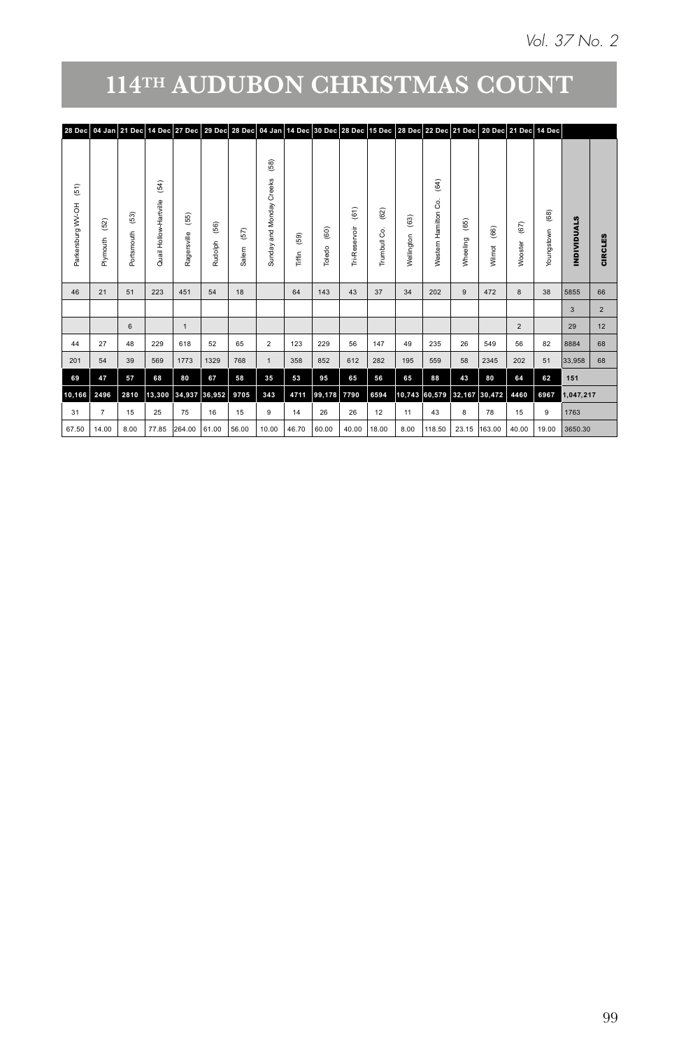# 114TH AUDUBON CHRISTMAS COUNT

| 28 Dec | 04 Jan | 21 Dec | 14 Dec | 27 Dec | 29 Dec | 28 Dec | 04 Jan | 14 Dec | 30 Dec | 28 Dec | 15 Dec | 28 Dec | 22 Dec | 21 Dec | 20 Dec | 21 Dec | 14 Dec | | |
|---|---|---|---|---|---|---|---|---|---|---|---|---|---|---|---|---|---|---|---|
| Parkersburg WV-OH (51) | Plymouth (52) | Portsmouth (53) | Quail Hollow-Hartville (54) | Ragersville (55) | Rudolph (56) | Salem (57) | Sunday and Monday Creeks (58) | Tiffin (59) | Toledo (60) | Tri-Reservoir (61) | Trumbull Co. (62) | Wellington (63) | Western Hamilton Co. (64) | Wheeling (65) | Wilmot (66) | Wooster (67) | Youngstown (68) | **INDIVIDUALS** | **CIRCLES** |
| 46 | 21 | 51 | 223 | 451 | 54 | 18 | | 64 | 143 | 43 | 37 | 34 | 202 | 9 | 472 | 8 | 38 | 5855 | 66 |
| | | | | | | | | | | | | | | | | | | 3 | 2 |
| | | 6 | | 1 | | | | | | | | | | | | 2 | | 29 | 12 |
| 44 | 27 | 48 | 229 | 618 | 52 | 65 | 2 | 123 | 229 | 56 | 147 | 49 | 235 | 26 | 549 | 56 | 82 | 8884 | 68 |
| 201 | 54 | 39 | 569 | 1773 | 1329 | 768 | 1 | 358 | 852 | 612 | 282 | 195 | 559 | 58 | 2345 | 202 | 51 | 33,958 | 68 |
| **69** | **47** | **57** | **68** | **80** | **67** | **58** | **35** | **53** | **95** | **65** | **56** | **65** | **88** | **43** | **80** | **64** | **62** | **151** | |
| **10,166** | **2496** | **2810** | **13,300** | **34,937** | **36,952** | **9705** | **343** | **4711** | **99,178** | **7790** | **6594** | **10,743** | **60,579** | **32,167** | **30,472** | **4460** | **6967** | **1,047,217** | |
| 31 | 7 | 15 | 25 | 75 | 16 | 15 | 9 | 14 | 26 | 26 | 12 | 11 | 43 | 8 | 78 | 15 | 9 | 1763 | |
| 67.50 | 14.00 | 8.00 | 77.85 | 264.00 | 61.00 | 56.00 | 10.00 | 46.70 | 60.00 | 40.00 | 18.00 | 8.00 | 118.50 | 23.15 | 163.00 | 40.00 | 19.00 | 3650.30 | |